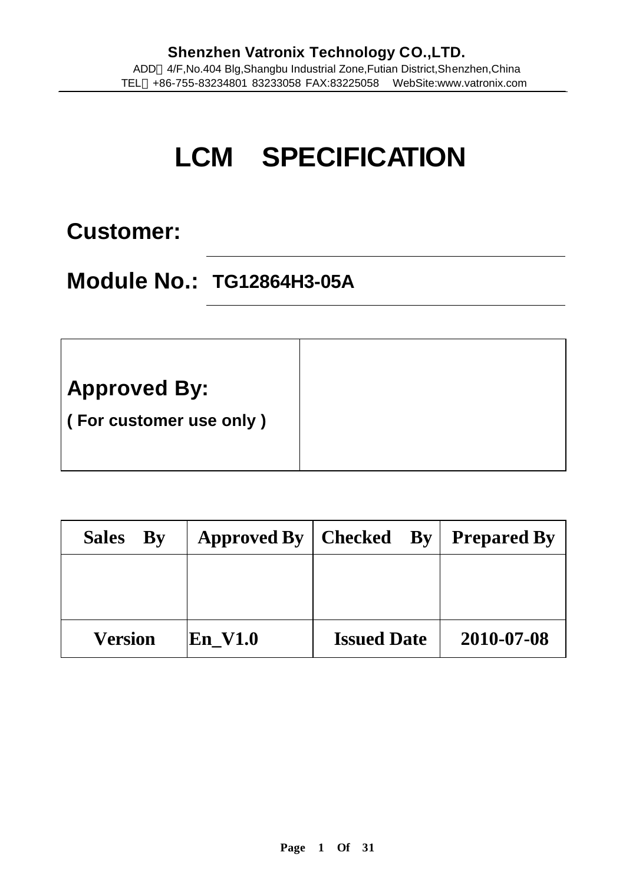**Shenzhen Vatronix Technology CO.,LTD.**

ADD：4/F,No.404 Blg,Shangbu Industrial Zone,Futian District,Shenzhen,China

TEL：+86-755-83234801 83233058 FAX:83225058 WebSite:www.vatronix.com

# LCM SPECIFICATION

## Customer:

## Module No.: TG12864H3-05A

| **Approved By:** ( For customer use only ) | |
|---|---|

| Sales By | Approved By | Checked By | Prepared By |
|---|---|---|---|
| | | | |
| **Version** | **En_V1.0** | **Issued Date** | **2010-07-08** |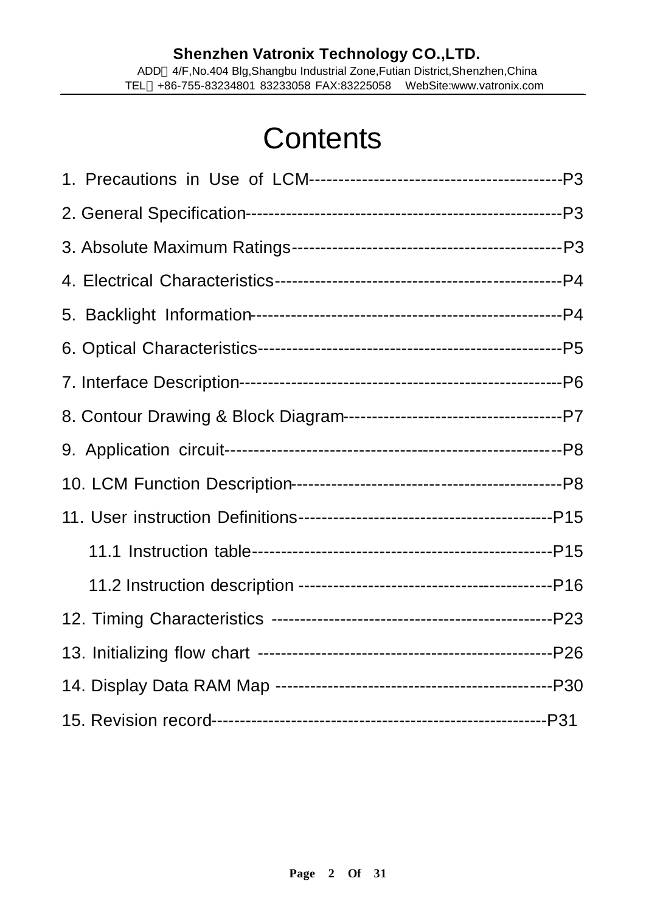# Contents

1. Precautions in Use of LCM------------------------------------------P3

2. General Specification----------------------------------------------------P3

3. Absolute Maximum Ratings---------------------------------------------P3

4. Electrical Characteristics-----------------------------------------------P4

5. Backlight Information----------------------------------------------------P4

6. Optical Characteristics---------------------------------------------------P5

7. Interface Description------------------------------------------------------P6

8. Contour Drawing & Block Diagram-------------------------------------P7

9. Application circuit----------------------------------------------------------P8

10. LCM Function Description-----------------------------------------------P8

11. User instruction Definitions------------------------------------------P15

    11.1 Instruction table-------------------------------------------------P15

    11.2 Instruction description -------------------------------------------P16

12. Timing Characteristics -----------------------------------------------P23

13. Initializing flow chart --------------------------------------------------P26

14. Display Data RAM Map -----------------------------------------------P30

15. Revision record-----------------------------------------------------------P31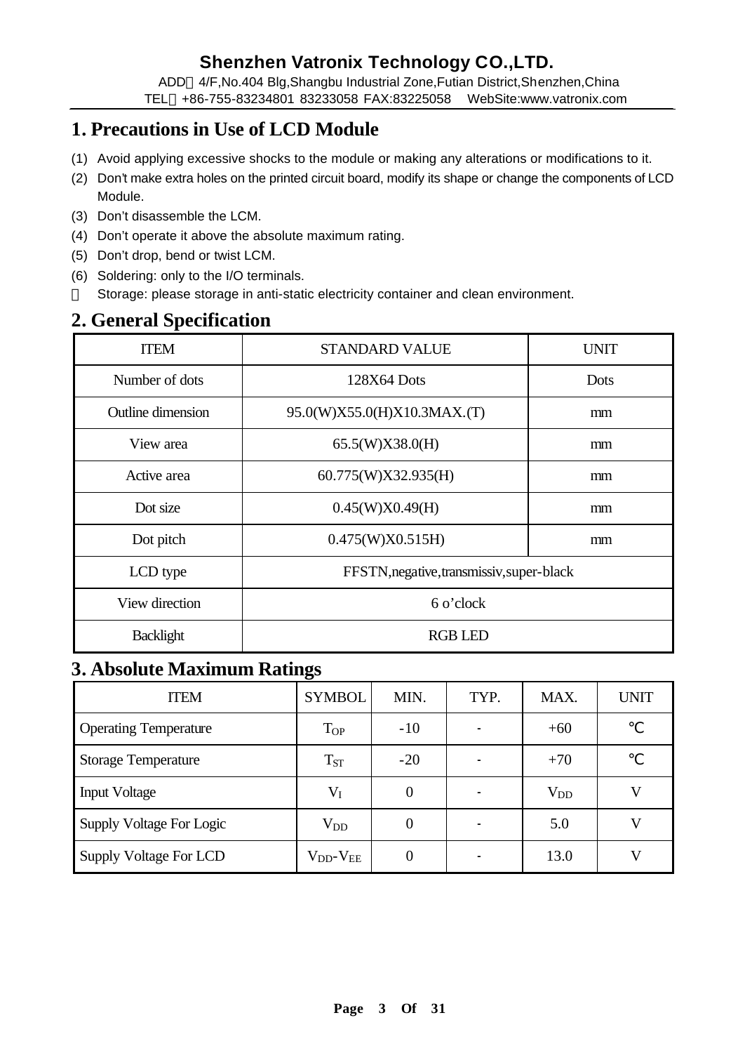## 1. Precautions in Use of LCD Module

(1) Avoid applying excessive shocks to the module or making any alterations or modifications to it.

(2) Don't make extra holes on the printed circuit board, modify its shape or change the components of LCD Module.

(3) Don't disassemble the LCM.

(4) Don't operate it above the absolute maximum rating.

(5) Don't drop, bend or twist LCM.

(6) Soldering: only to the I/O terminals.

 Storage: please storage in anti-static electricity container and clean environment.

## 2. General Specification

| ITEM | STANDARD VALUE | UNIT |
|---|---|---|
| Number of dots | 128X64 Dots | Dots |
| Outline dimension | 95.0(W)X55.0(H)X10.3MAX.(T) | mm |
| View area | 65.5(W)X38.0(H) | mm |
| Active area | 60.775(W)X32.935(H) | mm |
| Dot size | 0.45(W)X0.49(H) | mm |
| Dot pitch | 0.475(W)X0.515H) | mm |
| LCD type | FFSTN,negative,transmissiv,super-black | |
| View direction | 6 o'clock | |
| Backlight | RGB LED | |

## 3. Absolute Maximum Ratings

| ITEM | SYMBOL | MIN. | TYP. | MAX. | UNIT |
|---|---|---|---|---|---|
| Operating Temperature | $T_{OP}$ | -10 | - | +60 | ℃ |
| Storage Temperature | $T_{ST}$ | -20 | - | +70 | ℃ |
| Input Voltage | $V_I$ | 0 | - | $V_{DD}$ | V |
| Supply Voltage For Logic | $V_{DD}$ | 0 | - | 5.0 | V |
| Supply Voltage For LCD | $V_{DD}$-$V_{EE}$ | 0 | - | 13.0 | V |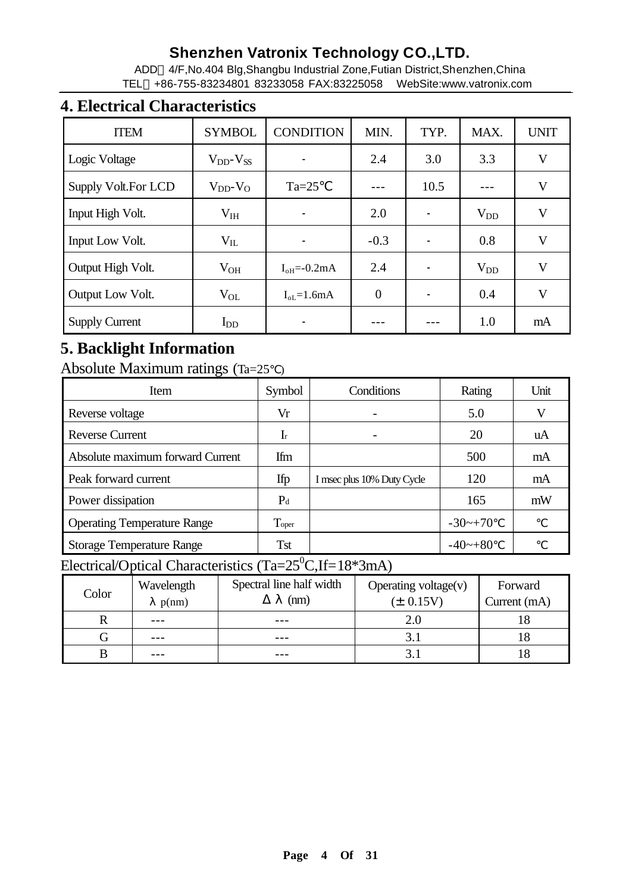## 4. Electrical Characteristics

| ITEM | SYMBOL | CONDITION | MIN. | TYP. | MAX. | UNIT |
|---|---|---|---|---|---|---|
| Logic Voltage | $V_{DD}$-$V_{SS}$ | - | 2.4 | 3.0 | 3.3 | V |
| Supply Volt.For LCD | $V_{DD}$-$V_{O}$ | Ta=25℃ | --- | 10.5 | --- | V |
| Input High Volt. | $V_{IH}$ | - | 2.0 | - | $V_{DD}$ | V |
| Input Low Volt. | $V_{IL}$ | - | -0.3 | - | 0.8 | V |
| Output High Volt. | $V_{OH}$ | $I_{oH}$=-0.2mA | 2.4 | - | $V_{DD}$ | V |
| Output Low Volt. | $V_{OL}$ | $I_{oL}$=1.6mA | 0 | - | 0.4 | V |
| Supply Current | $I_{DD}$ | - | --- | --- | 1.0 | mA |

## 5. Backlight Information

Absolute Maximum ratings (Ta=25℃)

| Item | Symbol | Conditions | Rating | Unit |
|---|---|---|---|---|
| Reverse voltage | Vr | - | 5.0 | V |
| Reverse Current | $I_r$ | - | 20 | uA |
| Absolute maximum forward Current | Ifm | | 500 | mA |
| Peak forward current | Ifp | I msec plus 10% Duty Cycle | 120 | mA |
| Power dissipation | $P_d$ | | 165 | mW |
| Operating Temperature Range | $T_{oper}$ | | -30~+70℃ | ℃ |
| Storage Temperature Range | Tst | | -40~+80℃ | ℃ |

Electrical/Optical Characteristics (Ta=25$^0$C,If=18*3mA)

| Color | Wavelength λ p(nm) | Spectral line half width Δλ (nm) | Operating voltage(v) (± 0.15V) | Forward Current (mA) |
|---|---|---|---|---|
| R | --- | --- | 2.0 | 18 |
| G | --- | --- | 3.1 | 18 |
| B | --- | --- | 3.1 | 18 |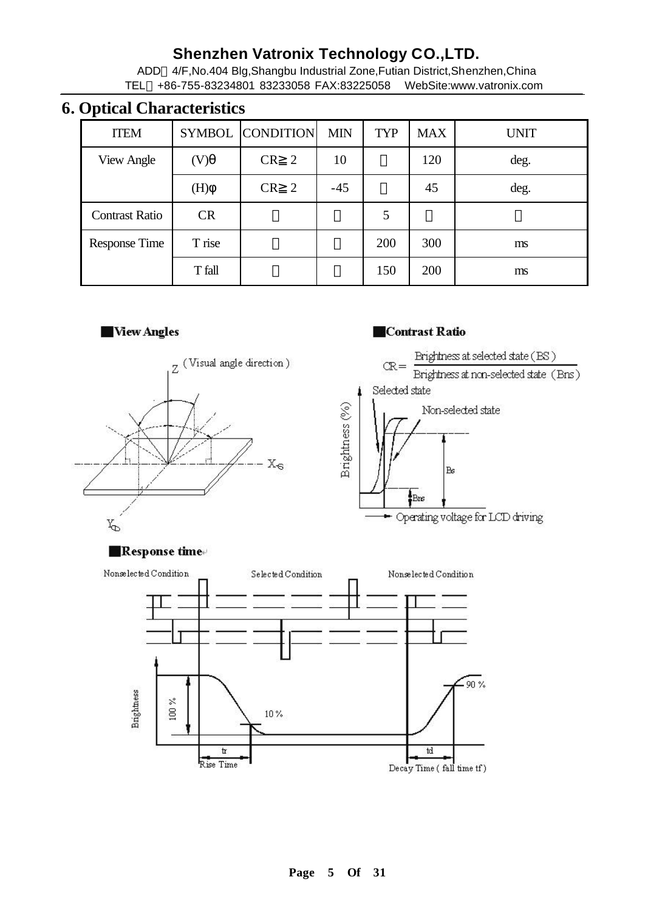# 6. Optical Characteristics

| ITEM | SYMBOL | CONDITION | MIN | TYP | MAX | UNIT |
|---|---|---|---|---|---|---|
| View Angle | (V)θ | CR≧2 | 10 | － | 120 | deg. |
| | (H)φ | CR≧2 | -45 | － | 45 | deg. |
| Contrast Ratio | CR | － | － | 5 | － | － |
| Response Time | T rise | － | － | 200 | 300 | ms |
| | T fall | － | － | 150 | 200 | ms |

■View Angles

■Contrast Ratio

$$CR = \frac{\text{Brightness at selected state (BS)}}{\text{Brightness at non-selected state (Bns)}}$$

■Response time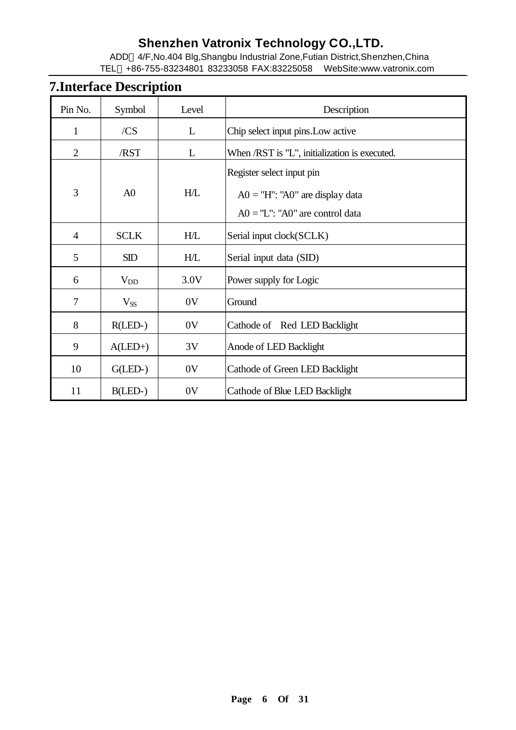## 7.Interface Description

| Pin No. | Symbol | Level | Description |
|---|---|---|---|
| 1 | /CS | L | Chip select input pins.Low active |
| 2 | /RST | L | When /RST is "L", initialization is executed. |
| 3 | A0 | H/L | Register select input pin<br>A0 = "H": "A0" are display data<br>A0 = "L": "A0" are control data |
| 4 | SCLK | H/L | Serial input clock(SCLK) |
| 5 | SID | H/L | Serial input data (SID) |
| 6 | $V_{DD}$ | 3.0V | Power supply for Logic |
| 7 | $V_{SS}$ | 0V | Ground |
| 8 | R(LED-) | 0V | Cathode of Red LED Backlight |
| 9 | A(LED+) | 3V | Anode of LED Backlight |
| 10 | G(LED-) | 0V | Cathode of Green LED Backlight |
| 11 | B(LED-) | 0V | Cathode of Blue LED Backlight |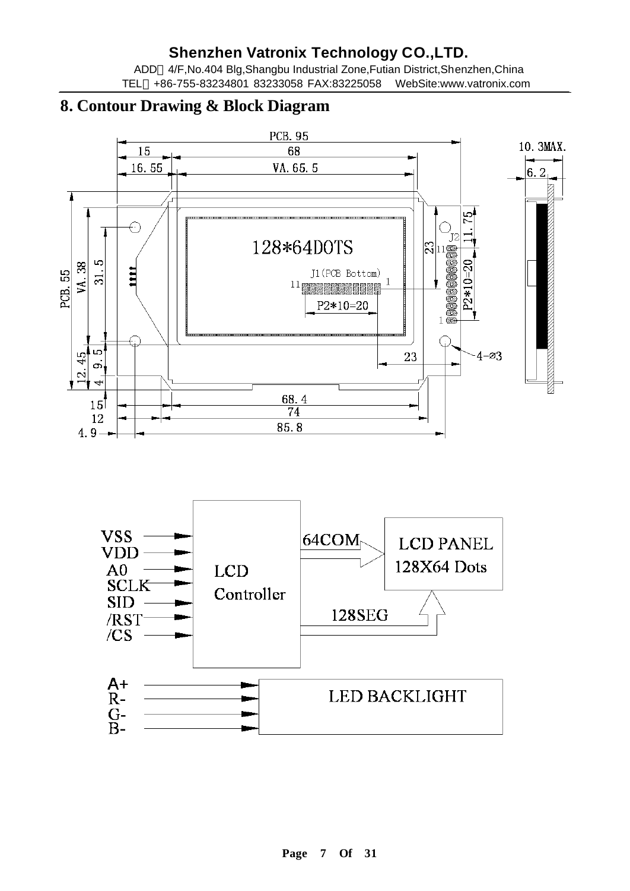# 8. Contour Drawing & Block Diagram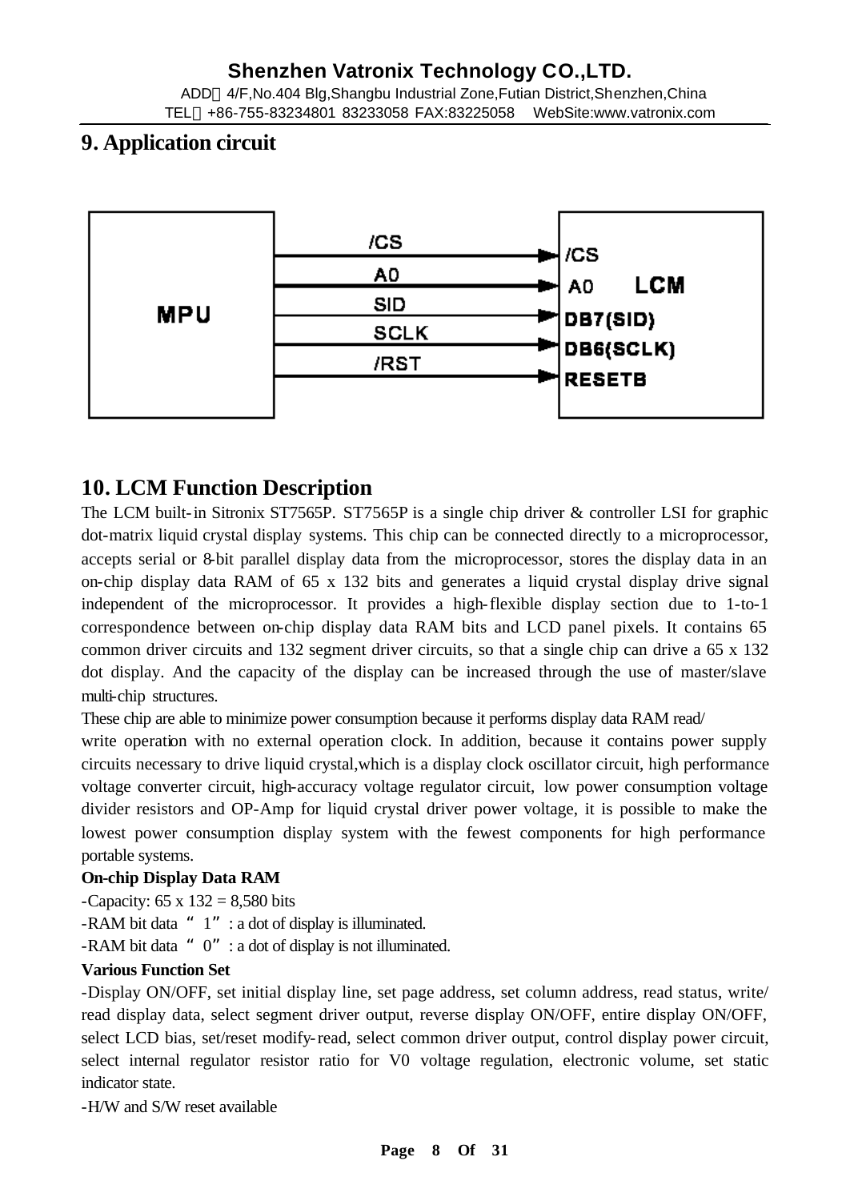## 9. Application circuit

## 10. LCM Function Description

The LCM built-in Sitronix ST7565P. ST7565P is a single chip driver & controller LSI for graphic dot-matrix liquid crystal display systems. This chip can be connected directly to a microprocessor, accepts serial or 8-bit parallel display data from the microprocessor, stores the display data in an on-chip display data RAM of 65 x 132 bits and generates a liquid crystal display drive signal independent of the microprocessor. It provides a high-flexible display section due to 1-to-1 correspondence between on-chip display data RAM bits and LCD panel pixels. It contains 65 common driver circuits and 132 segment driver circuits, so that a single chip can drive a 65 x 132 dot display. And the capacity of the display can be increased through the use of master/slave multi-chip structures.

These chip are able to minimize power consumption because it performs display data RAM read/ write operation with no external operation clock. In addition, because it contains power supply circuits necessary to drive liquid crystal,which is a display clock oscillator circuit, high performance voltage converter circuit, high-accuracy voltage regulator circuit, low power consumption voltage divider resistors and OP-Amp for liquid crystal driver power voltage, it is possible to make the lowest power consumption display system with the fewest components for high performance portable systems.

**On-chip Display Data RAM**

-Capacity: 65 x 132 = 8,580 bits

-RAM bit data "1": a dot of display is illuminated.

-RAM bit data "0": a dot of display is not illuminated.

**Various Function Set**

-Display ON/OFF, set initial display line, set page address, set column address, read status, write/ read display data, select segment driver output, reverse display ON/OFF, entire display ON/OFF, select LCD bias, set/reset modify-read, select common driver output, control display power circuit, select internal regulator resistor ratio for V0 voltage regulation, electronic volume, set static indicator state.

-H/W and S/W reset available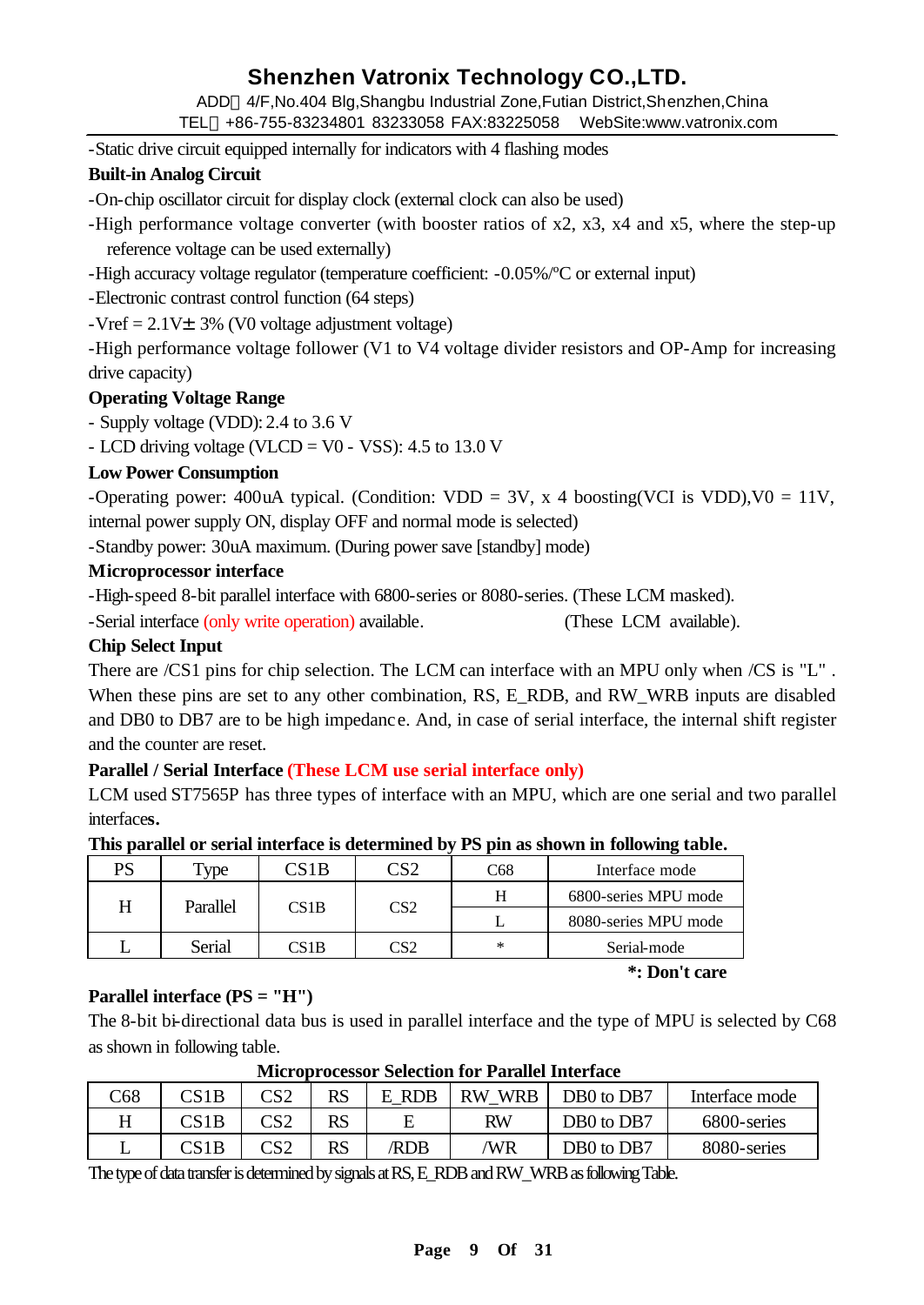-Static drive circuit equipped internally for indicators with 4 flashing modes

**Built-in Analog Circuit**

-On-chip oscillator circuit for display clock (external clock can also be used)

-High performance voltage converter (with booster ratios of x2, x3, x4 and x5, where the step-up reference voltage can be used externally)

-High accuracy voltage regulator (temperature coefficient: -0.05%/ºC or external input)

-Electronic contrast control function (64 steps)

-Vref = 2.1V± 3% (V0 voltage adjustment voltage)

-High performance voltage follower (V1 to V4 voltage divider resistors and OP-Amp for increasing drive capacity)

**Operating Voltage Range**

- Supply voltage (VDD): 2.4 to 3.6 V
- LCD driving voltage (VLCD = V0 - VSS): 4.5 to 13.0 V

**Low Power Consumption**

-Operating power: 400uA typical. (Condition: VDD = 3V, x 4 boosting(VCI is VDD),V0 = 11V, internal power supply ON, display OFF and normal mode is selected)

-Standby power: 30uA maximum. (During power save [standby] mode)

**Microprocessor interface**

-High-speed 8-bit parallel interface with 6800-series or 8080-series. (These LCM masked).

-Serial interface (only write operation) available. (These LCM available).

**Chip Select Input**

There are /CS1 pins for chip selection. The LCM can interface with an MPU only when /CS is "L" . When these pins are set to any other combination, RS, E_RDB, and RW_WRB inputs are disabled and DB0 to DB7 are to be high impedance. And, in case of serial interface, the internal shift register and the counter are reset.

**Parallel / Serial Interface (These LCM use serial interface only)**

LCM used ST7565P has three types of interface with an MPU, which are one serial and two parallel interfaces**.**

**This parallel or serial interface is determined by PS pin as shown in following table.**

| PS | Type | CS1B | CS2 | C68 | Interface mode |
|---|---|---|---|---|---|
| H | Parallel | CS1B | CS2 | H | 6800-series MPU mode |
| | | | | L | 8080-series MPU mode |
| L | Serial | CS1B | CS2 | * | Serial-mode |

**\*: Don't care**

**Parallel interface (PS = "H")**

The 8-bit bi-directional data bus is used in parallel interface and the type of MPU is selected by C68 as shown in following table.

**Microprocessor Selection for Parallel Interface**

| C68 | CS1B | CS2 | RS | E_RDB | RW_WRB | DB0 to DB7 | Interface mode |
|---|---|---|---|---|---|---|---|
| H | CS1B | CS2 | RS | E | RW | DB0 to DB7 | 6800-series |
| L | CS1B | CS2 | RS | /RDB | /WR | DB0 to DB7 | 8080-series |

The type of data transfer is determined by signals at RS, E_RDB and RW_WRB as following Table.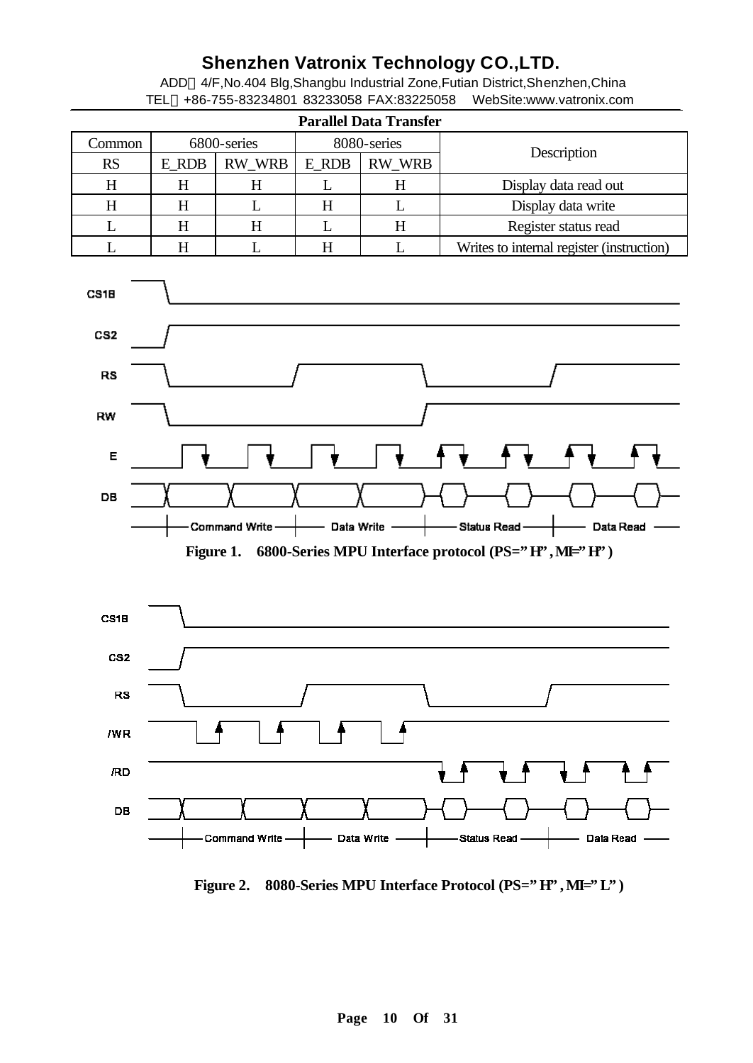**Parallel Data Transfer**

| Common | 6800-series | | 8080-series | | Description |
|---|---|---|---|---|---|
| RS | E_RDB | RW_WRB | E_RDB | RW_WRB | |
| H | H | H | L | H | Display data read out |
| H | H | L | H | L | Display data write |
| L | H | H | L | H | Register status read |
| L | H | L | H | L | Writes to internal register (instruction) |

**Figure 1. 6800-Series MPU Interface protocol (PS="H", MI="H")**

**Figure 2. 8080-Series MPU Interface Protocol (PS="H", MI="L")**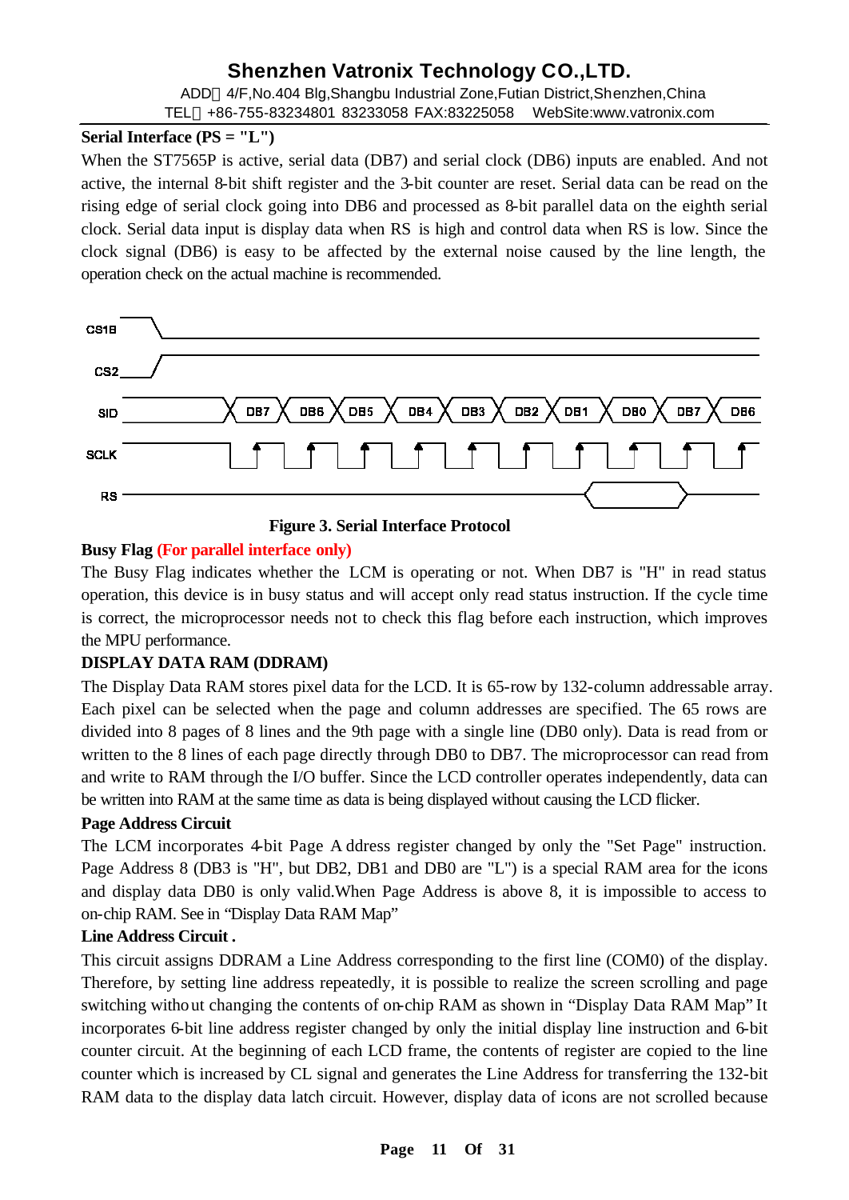**Serial Interface (PS = "L")**

When the ST7565P is active, serial data (DB7) and serial clock (DB6) inputs are enabled. And not active, the internal 8-bit shift register and the 3-bit counter are reset. Serial data can be read on the rising edge of serial clock going into DB6 and processed as 8-bit parallel data on the eighth serial clock. Serial data input is display data when RS is high and control data when RS is low. Since the clock signal (DB6) is easy to be affected by the external noise caused by the line length, the operation check on the actual machine is recommended.

**Figure 3. Serial Interface Protocol**

**Busy Flag (For parallel interface only)**

The Busy Flag indicates whether the LCM is operating or not. When DB7 is "H" in read status operation, this device is in busy status and will accept only read status instruction. If the cycle time is correct, the microprocessor needs not to check this flag before each instruction, which improves the MPU performance.

**DISPLAY DATA RAM (DDRAM)**

The Display Data RAM stores pixel data for the LCD. It is 65-row by 132-column addressable array. Each pixel can be selected when the page and column addresses are specified. The 65 rows are divided into 8 pages of 8 lines and the 9th page with a single line (DB0 only). Data is read from or written to the 8 lines of each page directly through DB0 to DB7. The microprocessor can read from and write to RAM through the I/O buffer. Since the LCD controller operates independently, data can be written into RAM at the same time as data is being displayed without causing the LCD flicker.

**Page Address Circuit**

The LCM incorporates 4-bit Page Address register changed by only the "Set Page" instruction. Page Address 8 (DB3 is "H", but DB2, DB1 and DB0 are "L") is a special RAM area for the icons and display data DB0 is only valid.When Page Address is above 8, it is impossible to access to on-chip RAM. See in "Display Data RAM Map"

**Line Address Circuit .**

This circuit assigns DDRAM a Line Address corresponding to the first line (COM0) of the display. Therefore, by setting line address repeatedly, it is possible to realize the screen scrolling and page switching without changing the contents of on-chip RAM as shown in "Display Data RAM Map" It incorporates 6-bit line address register changed by only the initial display line instruction and 6-bit counter circuit. At the beginning of each LCD frame, the contents of register are copied to the line counter which is increased by CL signal and generates the Line Address for transferring the 132-bit RAM data to the display data latch circuit. However, display data of icons are not scrolled because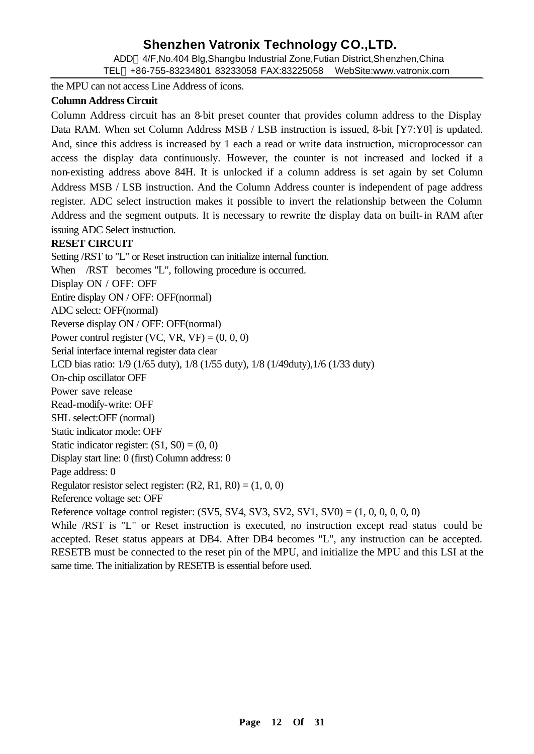the MPU can not access Line Address of icons.

**Column Address Circuit**

Column Address circuit has an 8-bit preset counter that provides column address to the Display Data RAM. When set Column Address MSB / LSB instruction is issued, 8-bit [Y7:Y0] is updated. And, since this address is increased by 1 each a read or write data instruction, microprocessor can access the display data continuously. However, the counter is not increased and locked if a non-existing address above 84H. It is unlocked if a column address is set again by set Column Address MSB / LSB instruction. And the Column Address counter is independent of page address register. ADC select instruction makes it possible to invert the relationship between the Column Address and the segment outputs. It is necessary to rewrite the display data on built-in RAM after issuing ADC Select instruction.

**RESET CIRCUIT**

Setting /RST to "L" or Reset instruction can initialize internal function.

When /RST becomes "L", following procedure is occurred.

Display ON / OFF: OFF

Entire display ON / OFF: OFF(normal)

ADC select: OFF(normal)

Reverse display ON / OFF: OFF(normal)

Power control register (VC, VR, VF) = (0, 0, 0)

Serial interface internal register data clear

LCD bias ratio: 1/9 (1/65 duty), 1/8 (1/55 duty), 1/8 (1/49duty),1/6 (1/33 duty)

On-chip oscillator OFF

Power save release

Read-modify-write: OFF

SHL select:OFF (normal)

Static indicator mode: OFF

Static indicator register: (S1, S0) = (0, 0)

Display start line: 0 (first) Column address: 0

Page address: 0

Regulator resistor select register: (R2, R1, R0) = (1, 0, 0)

Reference voltage set: OFF

Reference voltage control register: (SV5, SV4, SV3, SV2, SV1, SV0) = (1, 0, 0, 0, 0, 0)

While /RST is "L" or Reset instruction is executed, no instruction except read status could be accepted. Reset status appears at DB4. After DB4 becomes "L", any instruction can be accepted. RESETB must be connected to the reset pin of the MPU, and initialize the MPU and this LSI at the same time. The initialization by RESETB is essential before used.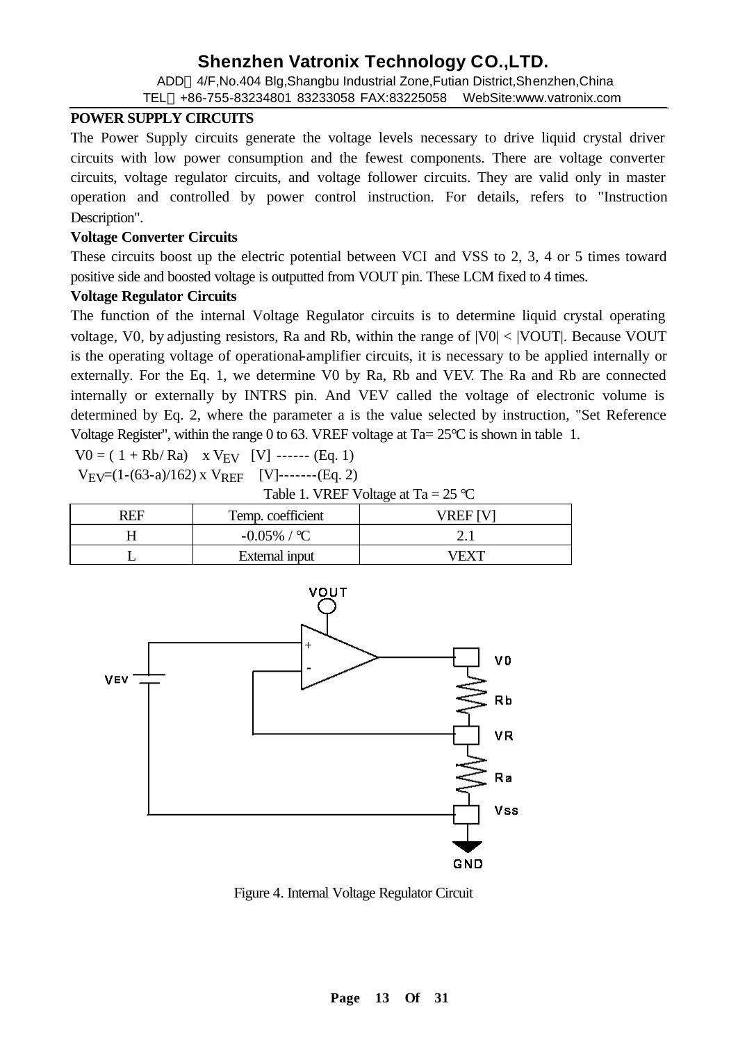**POWER SUPPLY CIRCUITS**

The Power Supply circuits generate the voltage levels necessary to drive liquid crystal driver circuits with low power consumption and the fewest components. There are voltage converter circuits, voltage regulator circuits, and voltage follower circuits. They are valid only in master operation and controlled by power control instruction. For details, refers to "Instruction Description".

**Voltage Converter Circuits**

These circuits boost up the electric potential between VCI and VSS to 2, 3, 4 or 5 times toward positive side and boosted voltage is outputted from VOUT pin. These LCM fixed to 4 times.

**Voltage Regulator Circuits**

The function of the internal Voltage Regulator circuits is to determine liquid crystal operating voltage, V0, by adjusting resistors, Ra and Rb, within the range of |V0| < |VOUT|. Because VOUT is the operating voltage of operational-amplifier circuits, it is necessary to be applied internally or externally. For the Eq. 1, we determine V0 by Ra, Rb and VEV. The Ra and Rb are connected internally or externally by INTRS pin. And VEV called the voltage of electronic volume is determined by Eq. 2, where the parameter a is the value selected by instruction, "Set Reference Voltage Register", within the range 0 to 63. VREF voltage at Ta= 25°C is shown in table 1.

$V0 = (1 + Rb/Ra) \times V_{EV}$ [V] ------ (Eq. 1)

$V_{EV} = (1-(63-a)/162) \times V_{REF}$ [V]-------(Eq. 2)

Table 1. VREF Voltage at Ta = 25 °C

| REF | Temp. coefficient | VREF [V] |
|---|---|---|
| H | -0.05% / °C | 2.1 |
| L | External input | VEXT |

Figure 4. Internal Voltage Regulator Circuit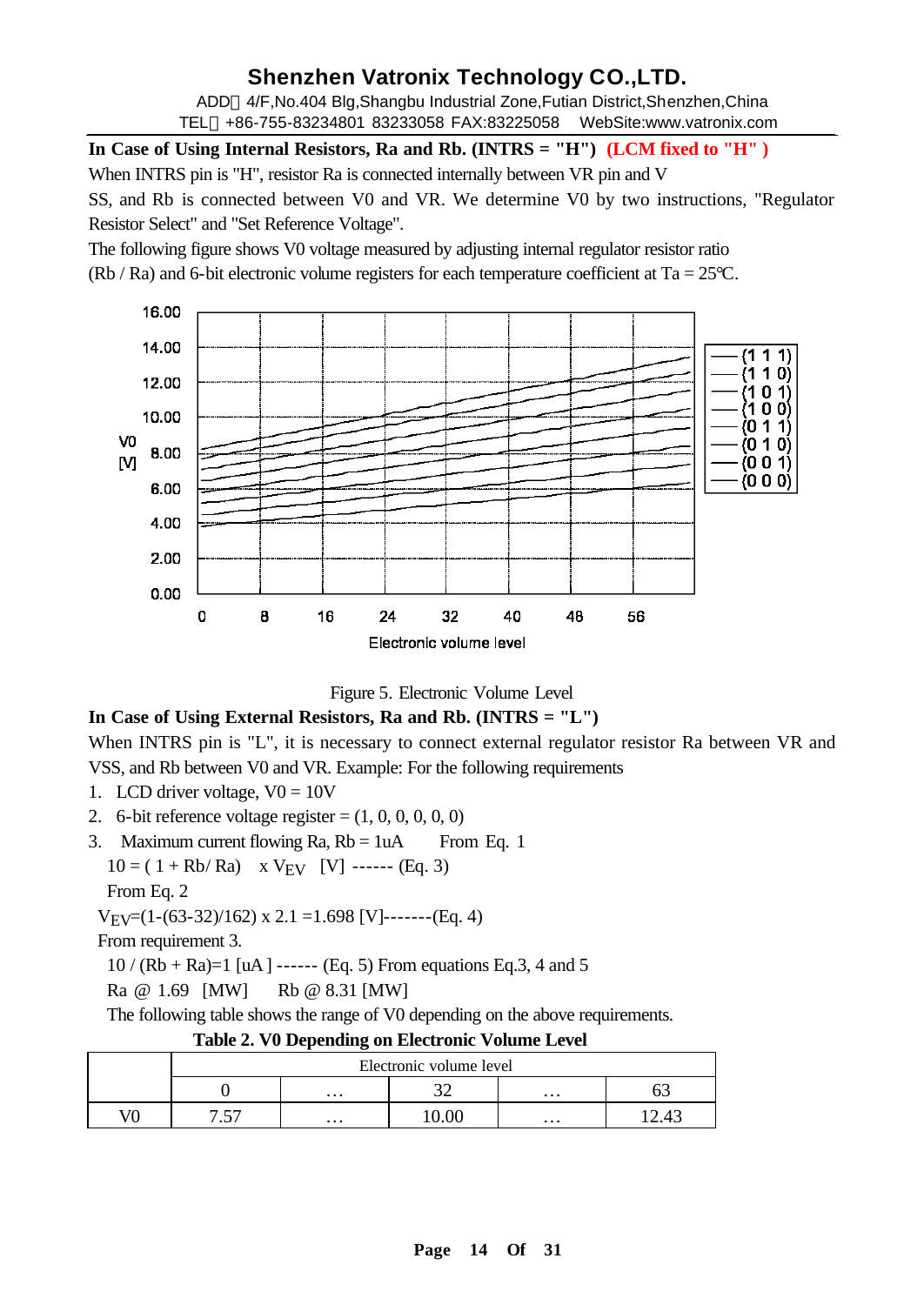**In Case of Using Internal Resistors, Ra and Rb. (INTRS = "H")** **(LCM fixed to "H" )**

When INTRS pin is "H", resistor Ra is connected internally between VR pin and V SS, and Rb is connected between V0 and VR. We determine V0 by two instructions, "Regulator Resistor Select" and "Set Reference Voltage".

The following figure shows V0 voltage measured by adjusting internal regulator resistor ratio (Rb / Ra) and 6-bit electronic volume registers for each temperature coefficient at Ta = 25℃.

Figure 5. Electronic Volume Level

**In Case of Using External Resistors, Ra and Rb. (INTRS = "L")**

When INTRS pin is "L", it is necessary to connect external regulator resistor Ra between VR and VSS, and Rb between V0 and VR. Example: For the following requirements

1. LCD driver voltage, V0 = 10V
2. 6-bit reference voltage register = (1, 0, 0, 0, 0, 0)
3. Maximum current flowing Ra, Rb = 1uA  From Eq. 1

$10 = ( 1 + Rb/ Ra) \times V_{EV}$ [V] ------ (Eq. 3)

From Eq. 2

$V_{EV}=(1-(63-32)/162) \times 2.1 =1.698$ [V]-------(Eq. 4)

From requirement 3.

$10 / (Rb + Ra)=1$ [uA ] ------ (Eq. 5) From equations Eq.3, 4 and 5

Ra @ 1.69 [MW]  Rb @ 8.31 [MW]

The following table shows the range of V0 depending on the above requirements.

**Table 2. V0 Depending on Electronic Volume Level**

| | Electronic volume level | | | | |
|---|---|---|---|---|---|
| | 0 | … | 32 | … | 63 |
| V0 | 7.57 | … | 10.00 | … | 12.43 |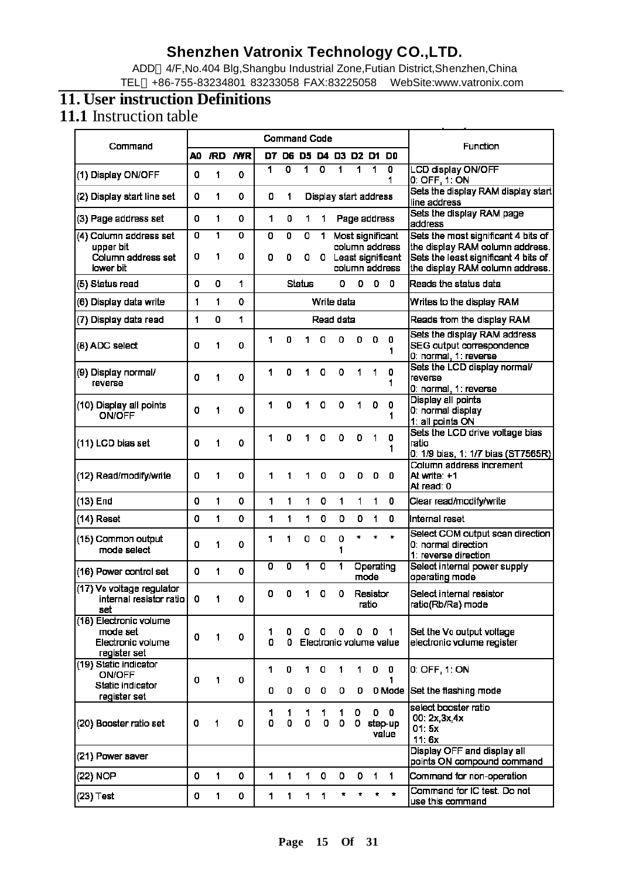## 11. User instruction Definitions

### 11.1 Instruction table

| Command | Command Code | | | | | | | | | | | Function |
|---|---|---|---|---|---|---|---|---|---|---|---|---|
| | A0 | /RD | /WR | D7 | D6 | D5 | D4 | D3 | D2 | D1 | D0 | |
| (1) Display ON/OFF | 0 | 1 | 0 | 1 | 0 | 1 | 0 | 1 | 1 | 1 | 0<br>1 | LCD display ON/OFF<br>0: OFF, 1: ON |
| (2) Display start line set | 0 | 1 | 0 | 0 | 1 | Display start address | | | | | | Sets the display RAM display start line address |
| (3) Page address set | 0 | 1 | 0 | 1 | 0 | 1 | 1 | Page address | | | | Sets the display RAM page address |
| (4) Column address set upper bit<br>Column address set lower bit | 0<br>0 | 1<br>1 | 0<br>0 | 0<br>0 | 0<br>0 | 0<br>0 | 1<br>0 | Most significant column address<br>Least significant column address | | | | Sets the most significant 4 bits of the display RAM column address.<br>Sets the least significant 4 bits of the display RAM column address. |
| (5) Status read | 0 | 0 | 1 | Status | | | | 0 | 0 | 0 | 0 | Reads the status data |
| (6) Display data write | 1 | 1 | 0 | Write data | | | | | | | | Writes to the display RAM |
| (7) Display data read | 1 | 0 | 1 | Read data | | | | | | | | Reads from the display RAM |
| (8) ADC select | 0 | 1 | 0 | 1 | 0 | 1 | 0 | 0 | 0 | 0 | 0<br>1 | Sets the display RAM address SEG output correspondence<br>0: normal, 1: reverse |
| (9) Display normal/ reverse | 0 | 1 | 0 | 1 | 0 | 1 | 0 | 0 | 1 | 1 | 0<br>1 | Sets the LCD display normal/ reverse<br>0: normal, 1: reverse |
| (10) Display all points ON/OFF | 0 | 1 | 0 | 1 | 0 | 1 | 0 | 0 | 1 | 0 | 0<br>1 | Display all points<br>0: normal display<br>1: all points ON |
| (11) LCD bias set | 0 | 1 | 0 | 1 | 0 | 1 | 0 | 0 | 0 | 1 | 0<br>1 | Sets the LCD drive voltage bias ratio<br>0: 1/9 bias, 1: 1/7 bias (ST7565R) |
| (12) Read/modify/write | 0 | 1 | 0 | 1 | 1 | 1 | 0 | 0 | 0 | 0 | 0 | Column address increment<br>At write: +1<br>At read: 0 |
| (13) End | 0 | 1 | 0 | 1 | 1 | 1 | 0 | 1 | 1 | 1 | 0 | Clear read/modify/write |
| (14) Reset | 0 | 1 | 0 | 1 | 1 | 1 | 0 | 0 | 0 | 1 | 0 | Internal reset |
| (15) Common output mode select | 0 | 1 | 0 | 1 | 1 | 0 | 0 | 0<br>1 | * | * | * | Select COM output scan direction<br>0: normal direction<br>1: reverse direction |
| (16) Power control set | 0 | 1 | 0 | 0 | 0 | 1 | 0 | 1 | Operating mode | | | Select internal power supply operating mode |
| (17) $V_0$ voltage regulator internal resistor ratio set | 0 | 1 | 0 | 0 | 0 | 1 | 0 | 0 | Resistor ratio | | | Select internal resistor ratio(Rb/Ra) mode |
| (18) Electronic volume mode set<br>Electronic volume register set | 0 | 1 | 0 | 1<br>0 | 0<br>0 | 0<br>Electronic volume value | 0 | 0 | 0 | 0 | 1 | Set the $V_0$ output voltage electronic volume register |
| (19) Static indicator ON/OFF<br>Static indicator register set | 0 | 1 | 0 | 1<br>0 | 0<br>0 | 1<br>0 | 0<br>0 | 1<br>0 | 1<br>0 | 0<br>0 | 0<br>1<br>Mode | 0: OFF, 1: ON<br>Set the flashing mode |
| (20) Booster ratio set | 0 | 1 | 0 | 1<br>0 | 1<br>0 | 1<br>0 | 1<br>0 | 1<br>0 | 0<br>0 | 0<br>step-up value | 0 | select booster ratio<br>00: 2x,3x,4x<br>01: 5x<br>11: 6x |
| (21) Power saver | | | | | | | | | | | | Display OFF and display all points ON compound command |
| (22) NOP | 0 | 1 | 0 | 1 | 1 | 1 | 0 | 0 | 0 | 1 | 1 | Command for non-operation |
| (23) Test | 0 | 1 | 0 | 1 | 1 | 1 | 1 | * | * | * | * | Command for IC test. Do not use this command |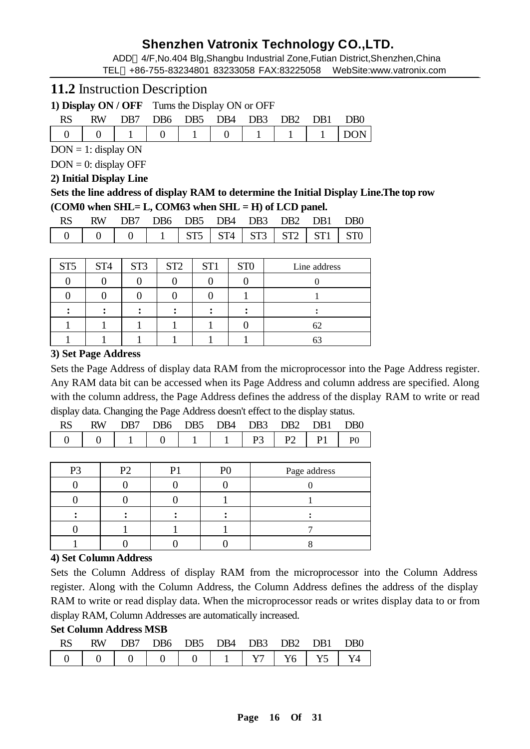## 11.2 Instruction Description

**1) Display ON / OFF** Turns the Display ON or OFF

| RS | RW | DB7 | DB6 | DB5 | DB4 | DB3 | DB2 | DB1 | DB0 |
|---|---|---|---|---|---|---|---|---|---|
| 0 | 0 | 1 | 0 | 1 | 0 | 1 | 1 | 1 | DON |

DON = 1: display ON

DON = 0: display OFF

**2) Initial Display Line**

**Sets the line address of display RAM to determine the Initial Display Line.The top row (COM0 when SHL= L, COM63 when SHL = H) of LCD panel.**

| RS | RW | DB7 | DB6 | DB5 | DB4 | DB3 | DB2 | DB1 | DB0 |
|---|---|---|---|---|---|---|---|---|---|
| 0 | 0 | 0 | 1 | ST5 | ST4 | ST3 | ST2 | ST1 | ST0 |

| ST5 | ST4 | ST3 | ST2 | ST1 | ST0 | Line address |
|---|---|---|---|---|---|---|
| 0 | 0 | 0 | 0 | 0 | 0 | 0 |
| 0 | 0 | 0 | 0 | 0 | 1 | 1 |
| : | : | : | : | : | : | : |
| 1 | 1 | 1 | 1 | 1 | 0 | 62 |
| 1 | 1 | 1 | 1 | 1 | 1 | 63 |

**3) Set Page Address**

Sets the Page Address of display data RAM from the microprocessor into the Page Address register. Any RAM data bit can be accessed when its Page Address and column address are specified. Along with the column address, the Page Address defines the address of the display RAM to write or read display data. Changing the Page Address doesn't effect to the display status.

| RS | RW | DB7 | DB6 | DB5 | DB4 | DB3 | DB2 | DB1 | DB0 |
|---|---|---|---|---|---|---|---|---|---|
| 0 | 0 | 1 | 0 | 1 | 1 | P3 | P2 | P1 | P0 |

| P3 | P2 | P1 | P0 | Page address |
|---|---|---|---|---|
| 0 | 0 | 0 | 0 | 0 |
| 0 | 0 | 0 | 1 | 1 |
| : | : | : | : | : |
| 0 | 1 | 1 | 1 | 7 |
| 1 | 0 | 0 | 0 | 8 |

**4) Set Column Address**

Sets the Column Address of display RAM from the microprocessor into the Column Address register. Along with the Column Address, the Column Address defines the address of the display RAM to write or read display data. When the microprocessor reads or writes display data to or from display RAM, Column Addresses are automatically increased.

**Set Column Address MSB**

| RS | RW | DB7 | DB6 | DB5 | DB4 | DB3 | DB2 | DB1 | DB0 |
|---|---|---|---|---|---|---|---|---|---|
| 0 | 0 | 0 | 0 | 0 | 1 | Y7 | Y6 | Y5 | Y4 |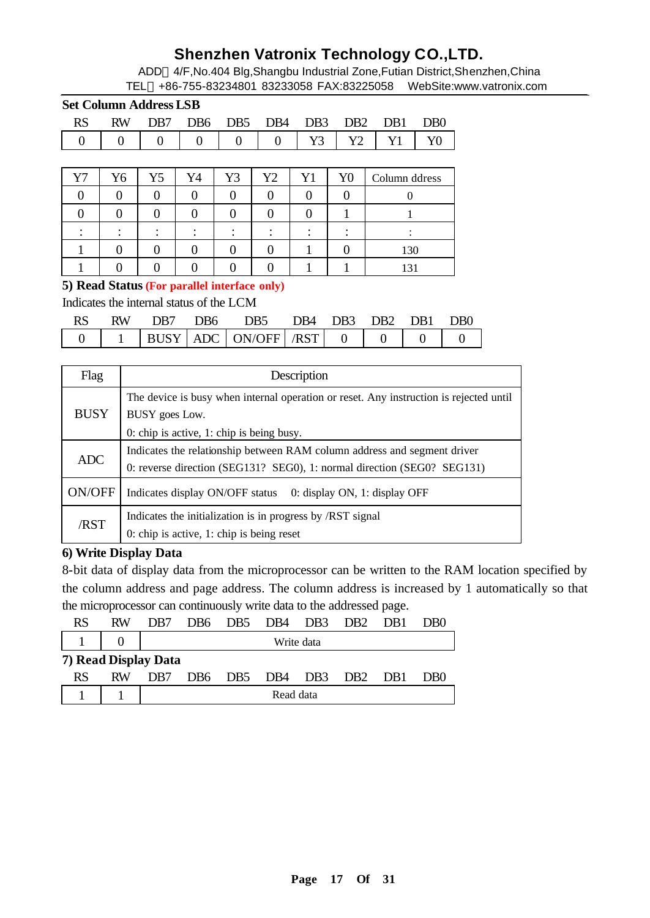**Set Column Address LSB**

| RS | RW | DB7 | DB6 | DB5 | DB4 | DB3 | DB2 | DB1 | DB0 |
|---|---|---|---|---|---|---|---|---|---|
| 0 | 0 | 0 | 0 | 0 | 0 | Y3 | Y2 | Y1 | Y0 |

| Y7 | Y6 | Y5 | Y4 | Y3 | Y2 | Y1 | Y0 | Column ddress |
|---|---|---|---|---|---|---|---|---|
| 0 | 0 | 0 | 0 | 0 | 0 | 0 | 0 | 0 |
| 0 | 0 | 0 | 0 | 0 | 0 | 0 | 1 | 1 |
| : | : | : | : | : | : | : | : | : |
| 1 | 0 | 0 | 0 | 0 | 0 | 1 | 0 | 130 |
| 1 | 0 | 0 | 0 | 0 | 0 | 1 | 1 | 131 |

**5) Read Status (For parallel interface only)**

Indicates the internal status of the LCM

| RS | RW | DB7 | DB6 | DB5 | DB4 | DB3 | DB2 | DB1 | DB0 |
|---|---|---|---|---|---|---|---|---|---|
| 0 | 1 | BUSY | ADC | ON/OFF | /RST | 0 | 0 | 0 | 0 |

| Flag | Description |
|---|---|
| BUSY | The device is busy when internal operation or reset. Any instruction is rejected until BUSY goes Low.<br>0: chip is active, 1: chip is being busy. |
| ADC | Indicates the relationship between RAM column address and segment driver<br>0: reverse direction (SEG131? SEG0), 1: normal direction (SEG0? SEG131) |
| ON/OFF | Indicates display ON/OFF status 0: display ON, 1: display OFF |
| /RST | Indicates the initialization is in progress by /RST signal<br>0: chip is active, 1: chip is being reset |

**6) Write Display Data**

8-bit data of display data from the microprocessor can be written to the RAM location specified by the column address and page address. The column address is increased by 1 automatically so that the microprocessor can continuously write data to the addressed page.

| RS | RW | DB7 | DB6 | DB5 | DB4 | DB3 | DB2 | DB1 | DB0 |
|---|---|---|---|---|---|---|---|---|---|
| 1 | 0 | Write data | | | | | | | |

**7) Read Display Data**

| RS | RW | DB7 | DB6 | DB5 | DB4 | DB3 | DB2 | DB1 | DB0 |
|---|---|---|---|---|---|---|---|---|---|
| 1 | 1 | Read data | | | | | | | |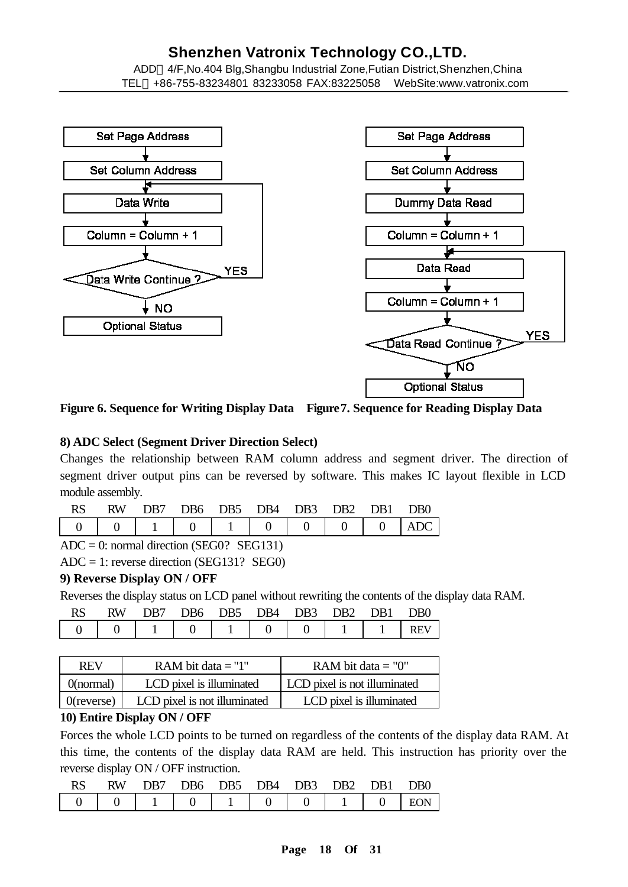Figure 6. Sequence for Writing Display Data    Figure7. Sequence for Reading Display Data

**8) ADC Select (Segment Driver Direction Select)**

Changes the relationship between RAM column address and segment driver. The direction of segment driver output pins can be reversed by software. This makes IC layout flexible in LCD module assembly.

| RS | RW | DB7 | DB6 | DB5 | DB4 | DB3 | DB2 | DB1 | DB0 |
|---|---|---|---|---|---|---|---|---|---|
| 0 | 0 | 1 | 0 | 1 | 0 | 0 | 0 | 0 | ADC |

ADC = 0: normal direction (SEG0?  SEG131)

ADC = 1: reverse direction (SEG131?  SEG0)

**9) Reverse Display ON / OFF**

Reverses the display status on LCD panel without rewriting the contents of the display data RAM.

| RS | RW | DB7 | DB6 | DB5 | DB4 | DB3 | DB2 | DB1 | DB0 |
|---|---|---|---|---|---|---|---|---|---|
| 0 | 0 | 1 | 0 | 1 | 0 | 0 | 1 | 1 | REV |

| REV | RAM bit data = "1" | RAM bit data = "0" |
|---|---|---|
| 0(normal) | LCD pixel is illuminated | LCD pixel is not illuminated |
| 0(reverse) | LCD pixel is not illuminated | LCD pixel is illuminated |

**10) Entire Display ON / OFF**

Forces the whole LCD points to be turned on regardless of the contents of the display data RAM. At this time, the contents of the display data RAM are held. This instruction has priority over the reverse display ON / OFF instruction.

| RS | RW | DB7 | DB6 | DB5 | DB4 | DB3 | DB2 | DB1 | DB0 |
|---|---|---|---|---|---|---|---|---|---|
| 0 | 0 | 1 | 0 | 1 | 0 | 0 | 1 | 0 | EON |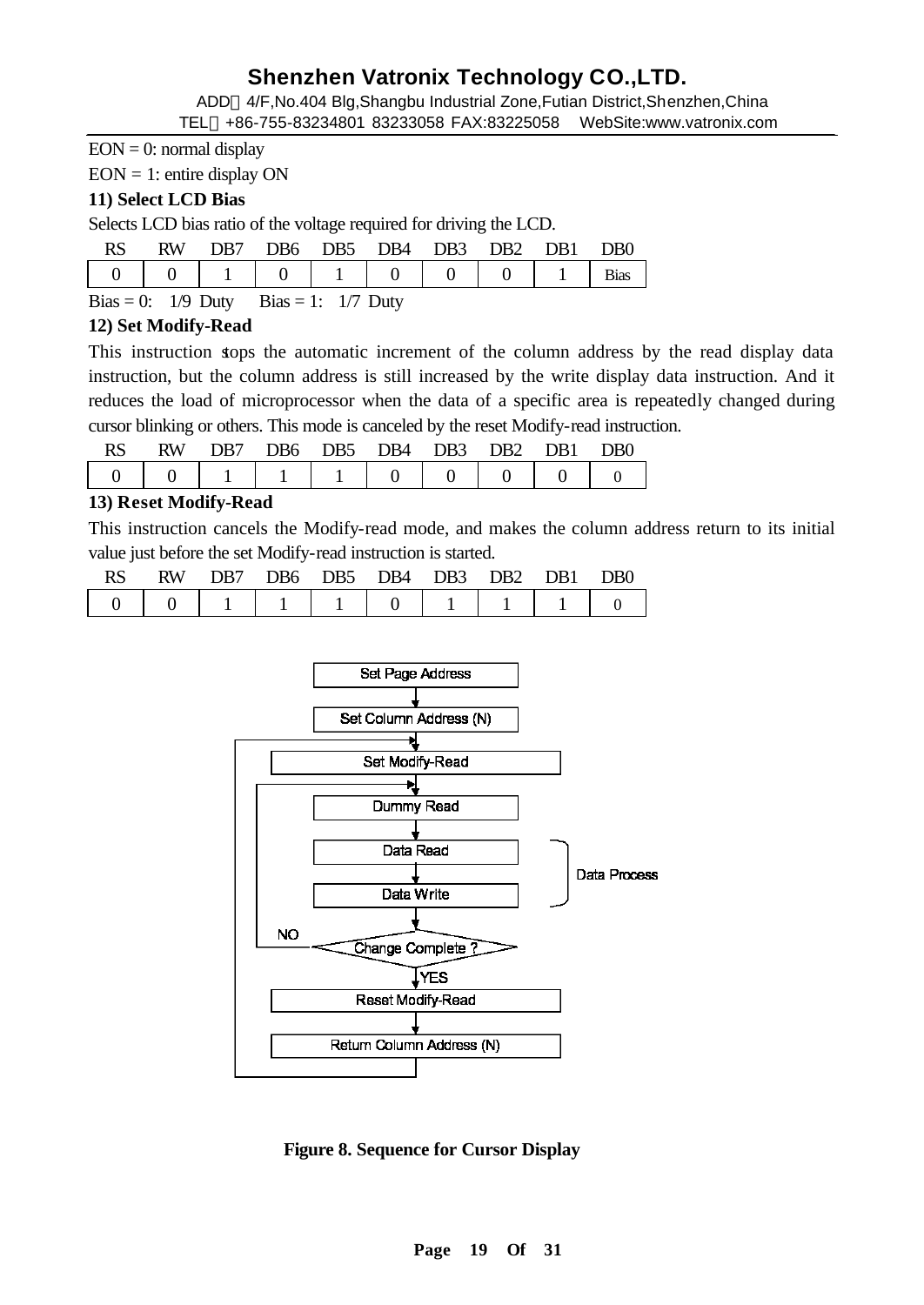EON = 0: normal display

EON = 1: entire display ON

**11) Select LCD Bias**

Selects LCD bias ratio of the voltage required for driving the LCD.

| RS | RW | DB7 | DB6 | DB5 | DB4 | DB3 | DB2 | DB1 | DB0 |
|---|---|---|---|---|---|---|---|---|---|
| 0 | 0 | 1 | 0 | 1 | 0 | 0 | 0 | 1 | Bias |

Bias = 0: 1/9 Duty Bias = 1: 1/7 Duty

**12) Set Modify-Read**

This instruction stops the automatic increment of the column address by the read display data instruction, but the column address is still increased by the write display data instruction. And it reduces the load of microprocessor when the data of a specific area is repeatedly changed during cursor blinking or others. This mode is canceled by the reset Modify-read instruction.

| RS | RW | DB7 | DB6 | DB5 | DB4 | DB3 | DB2 | DB1 | DB0 |
|---|---|---|---|---|---|---|---|---|---|
| 0 | 0 | 1 | 1 | 1 | 0 | 0 | 0 | 0 | 0 |

**13) Reset Modify-Read**

This instruction cancels the Modify-read mode, and makes the column address return to its initial value just before the set Modify-read instruction is started.

| RS | RW | DB7 | DB6 | DB5 | DB4 | DB3 | DB2 | DB1 | DB0 |
|---|---|---|---|---|---|---|---|---|---|
| 0 | 0 | 1 | 1 | 1 | 0 | 1 | 1 | 1 | 0 |

Set Page Address → Set Column Address (N) → Set Modify-Read → Dummy Read → Data Read → Data Write (Data Process) → Change Complete ? (NO: return to Dummy Read; YES) → Reset Modify-Read → Return Column Address (N) → (return to Set Modify-Read)

**Figure 8. Sequence for Cursor Display**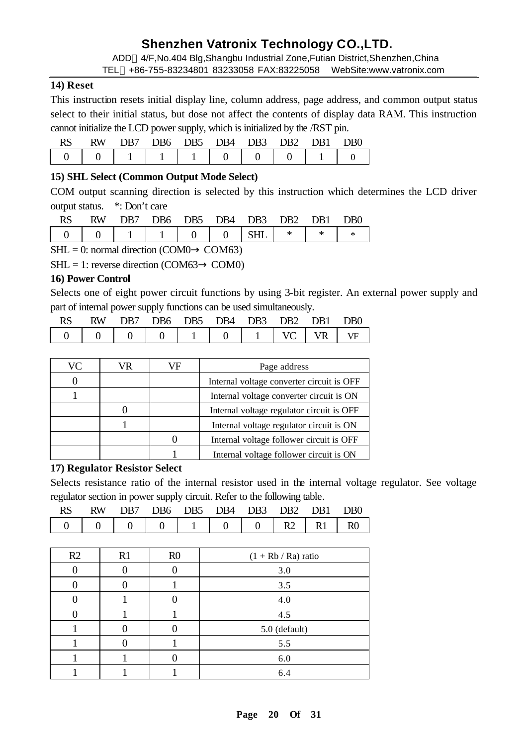**14) Reset**

This instruction resets initial display line, column address, page address, and common output status select to their initial status, but dose not affect the contents of display data RAM. This instruction cannot initialize the LCD power supply, which is initialized by the /RST pin.

| RS | RW | DB7 | DB6 | DB5 | DB4 | DB3 | DB2 | DB1 | DB0 |
|---|---|---|---|---|---|---|---|---|---|
| 0 | 0 | 1 | 1 | 1 | 0 | 0 | 0 | 1 | 0 |

**15) SHL Select (Common Output Mode Select)**

COM output scanning direction is selected by this instruction which determines the LCD driver output status.   *: Don't care

| RS | RW | DB7 | DB6 | DB5 | DB4 | DB3 | DB2 | DB1 | DB0 |
|---|---|---|---|---|---|---|---|---|---|
| 0 | 0 | 1 | 1 | 0 | 0 | SHL | * | * | * |

SHL = 0: normal direction (COM0→ COM63)

SHL = 1: reverse direction (COM63→ COM0)

**16) Power Control**

Selects one of eight power circuit functions by using 3-bit register. An external power supply and part of internal power supply functions can be used simultaneously.

| RS | RW | DB7 | DB6 | DB5 | DB4 | DB3 | DB2 | DB1 | DB0 |
|---|---|---|---|---|---|---|---|---|---|
| 0 | 0 | 0 | 0 | 1 | 0 | 1 | VC | VR | VF |

| VC | VR | VF | Page address |
|---|---|---|---|
| 0 | | | Internal voltage converter circuit is OFF |
| 1 | | | Internal voltage converter circuit is ON |
| | 0 | | Internal voltage regulator circuit is OFF |
| | 1 | | Internal voltage regulator circuit is ON |
| | | 0 | Internal voltage follower circuit is OFF |
| | | 1 | Internal voltage follower circuit is ON |

**17) Regulator Resistor Select**

Selects resistance ratio of the internal resistor used in the internal voltage regulator. See voltage regulator section in power supply circuit. Refer to the following table.

| RS | RW | DB7 | DB6 | DB5 | DB4 | DB3 | DB2 | DB1 | DB0 |
|---|---|---|---|---|---|---|---|---|---|
| 0 | 0 | 0 | 0 | 1 | 0 | 0 | R2 | R1 | R0 |

| R2 | R1 | R0 | (1 + Rb / Ra) ratio |
|---|---|---|---|
| 0 | 0 | 0 | 3.0 |
| 0 | 0 | 1 | 3.5 |
| 0 | 1 | 0 | 4.0 |
| 0 | 1 | 1 | 4.5 |
| 1 | 0 | 0 | 5.0 (default) |
| 1 | 0 | 1 | 5.5 |
| 1 | 1 | 0 | 6.0 |
| 1 | 1 | 1 | 6.4 |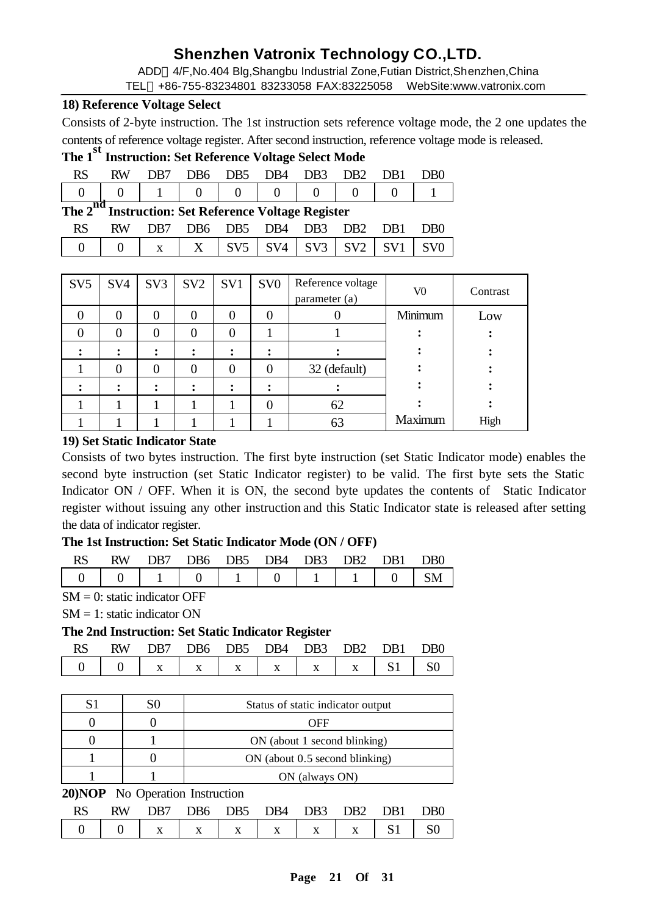### 18) Reference Voltage Select

Consists of 2-byte instruction. The 1st instruction sets reference voltage mode, the 2 one updates the contents of reference voltage register. After second instruction, reference voltage mode is released.

**The 1st Instruction: Set Reference Voltage Select Mode**

| RS | RW | DB7 | DB6 | DB5 | DB4 | DB3 | DB2 | DB1 | DB0 |
|---|---|---|---|---|---|---|---|---|---|
| 0 | 0 | 1 | 0 | 0 | 0 | 0 | 0 | 0 | 1 |

**The 2nd Instruction: Set Reference Voltage Register**

| RS | RW | DB7 | DB6 | DB5 | DB4 | DB3 | DB2 | DB1 | DB0 |
|---|---|---|---|---|---|---|---|---|---|
| 0 | 0 | x | X | SV5 | SV4 | SV3 | SV2 | SV1 | SV0 |

| SV5 | SV4 | SV3 | SV2 | SV1 | SV0 | Reference voltage parameter (a) | V0 | Contrast |
|---|---|---|---|---|---|---|---|---|
| 0 | 0 | 0 | 0 | 0 | 0 | 0 | Minimum | Low |
| 0 | 0 | 0 | 0 | 0 | 1 | 1 | : | : |
| : | : | : | : | : | : | : | : | : |
| 1 | 0 | 0 | 0 | 0 | 0 | 32 (default) | : | : |
| : | : | : | : | : | : | : | : | : |
| 1 | 1 | 1 | 1 | 1 | 0 | 62 | : | : |
| 1 | 1 | 1 | 1 | 1 | 1 | 63 | Maximum | High |

### 19) Set Static Indicator State

Consists of two bytes instruction. The first byte instruction (set Static Indicator mode) enables the second byte instruction (set Static Indicator register) to be valid. The first byte sets the Static Indicator ON / OFF. When it is ON, the second byte updates the contents of Static Indicator register without issuing any other instruction and this Static Indicator state is released after setting the data of indicator register.

**The 1st Instruction: Set Static Indicator Mode (ON / OFF)**

| RS | RW | DB7 | DB6 | DB5 | DB4 | DB3 | DB2 | DB1 | DB0 |
|---|---|---|---|---|---|---|---|---|---|
| 0 | 0 | 1 | 0 | 1 | 0 | 1 | 1 | 0 | SM |

SM = 0: static indicator OFF

SM = 1: static indicator ON

**The 2nd Instruction: Set Static Indicator Register**

| RS | RW | DB7 | DB6 | DB5 | DB4 | DB3 | DB2 | DB1 | DB0 |
|---|---|---|---|---|---|---|---|---|---|
| 0 | 0 | x | x | x | x | x | x | S1 | S0 |

| S1 | S0 | Status of static indicator output |
|---|---|---|
| 0 | 0 | OFF |
| 0 | 1 | ON (about 1 second blinking) |
| 1 | 0 | ON (about 0.5 second blinking) |
| 1 | 1 | ON (always ON) |

**20)NOP** No Operation Instruction

| RS | RW | DB7 | DB6 | DB5 | DB4 | DB3 | DB2 | DB1 | DB0 |
|---|---|---|---|---|---|---|---|---|---|
| 0 | 0 | x | x | x | x | x | x | S1 | S0 |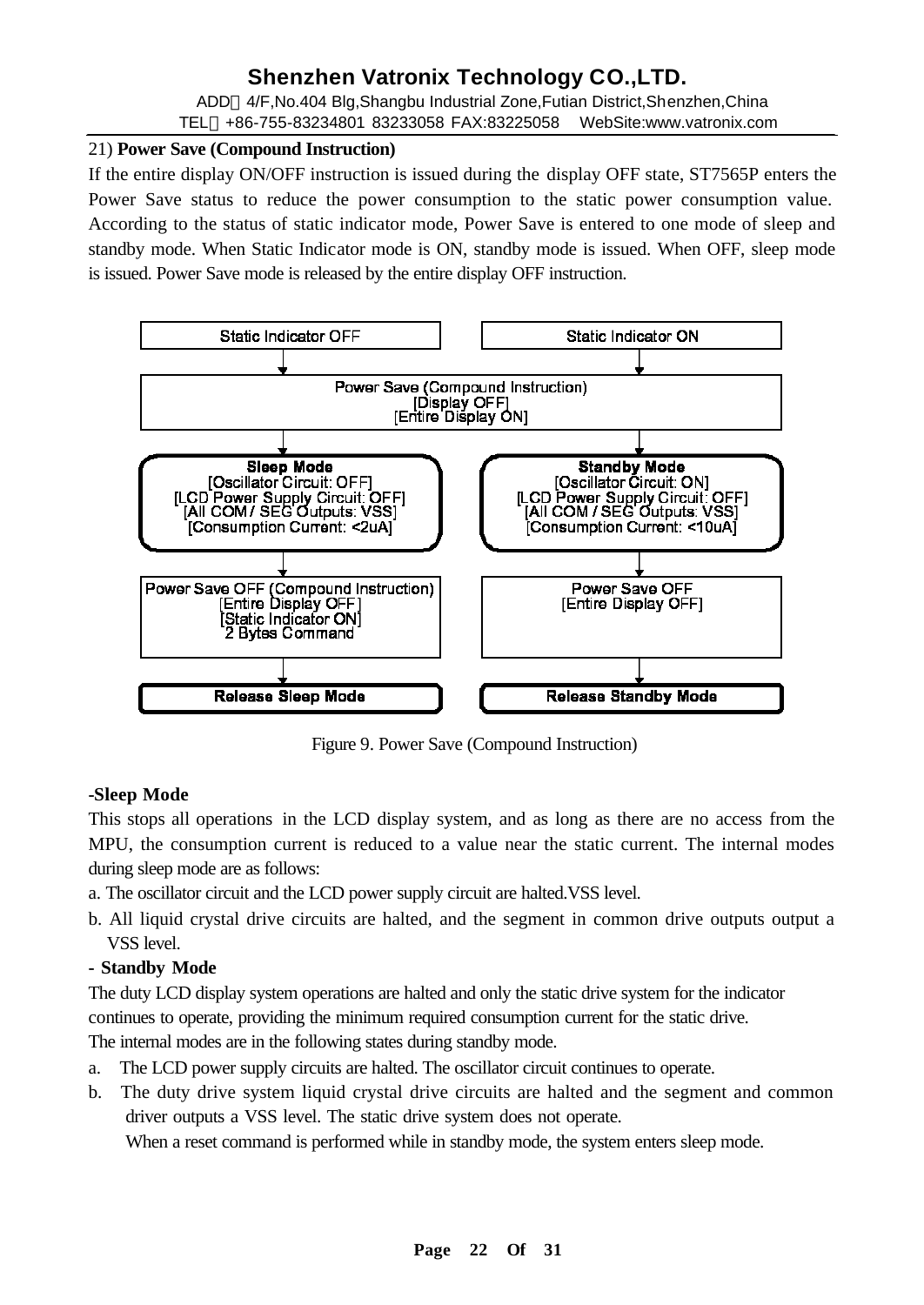21) **Power Save (Compound Instruction)**

If the entire display ON/OFF instruction is issued during the display OFF state, ST7565P enters the Power Save status to reduce the power consumption to the static power consumption value. According to the status of static indicator mode, Power Save is entered to one mode of sleep and standby mode. When Static Indicator mode is ON, standby mode is issued. When OFF, sleep mode is issued. Power Save mode is released by the entire display OFF instruction.

Static Indicator OFF | Static Indicator ON

Power Save (Compound Instruction)
[Display OFF]
[Entire Display ON]

**Sleep Mode**
[Oscillator Circuit: OFF]
[LCD Power Supply Circuit: OFF]
[All COM / SEG Outputs: VSS]
[Consumption Current: <2uA]

**Standby Mode**
[Oscillator Circuit: ON]
[LCD Power Supply Circuit: OFF]
[All COM / SEG Outputs: VSS]
[Consumption Current: <10uA]

Power Save OFF (Compound Instruction)
[Entire Display OFF]
[Static Indicator ON]
2 Bytes Command

Power Save OFF
[Entire Display OFF]

**Release Sleep Mode** | **Release Standby Mode**

Figure 9. Power Save (Compound Instruction)

**-Sleep Mode**

This stops all operations in the LCD display system, and as long as there are no access from the MPU, the consumption current is reduced to a value near the static current. The internal modes during sleep mode are as follows:

a. The oscillator circuit and the LCD power supply circuit are halted.VSS level.

b. All liquid crystal drive circuits are halted, and the segment in common drive outputs output a VSS level.

**- Standby Mode**

The duty LCD display system operations are halted and only the static drive system for the indicator continues to operate, providing the minimum required consumption current for the static drive.
The internal modes are in the following states during standby mode.

a. The LCD power supply circuits are halted. The oscillator circuit continues to operate.

b. The duty drive system liquid crystal drive circuits are halted and the segment and common driver outputs a VSS level. The static drive system does not operate.
When a reset command is performed while in standby mode, the system enters sleep mode.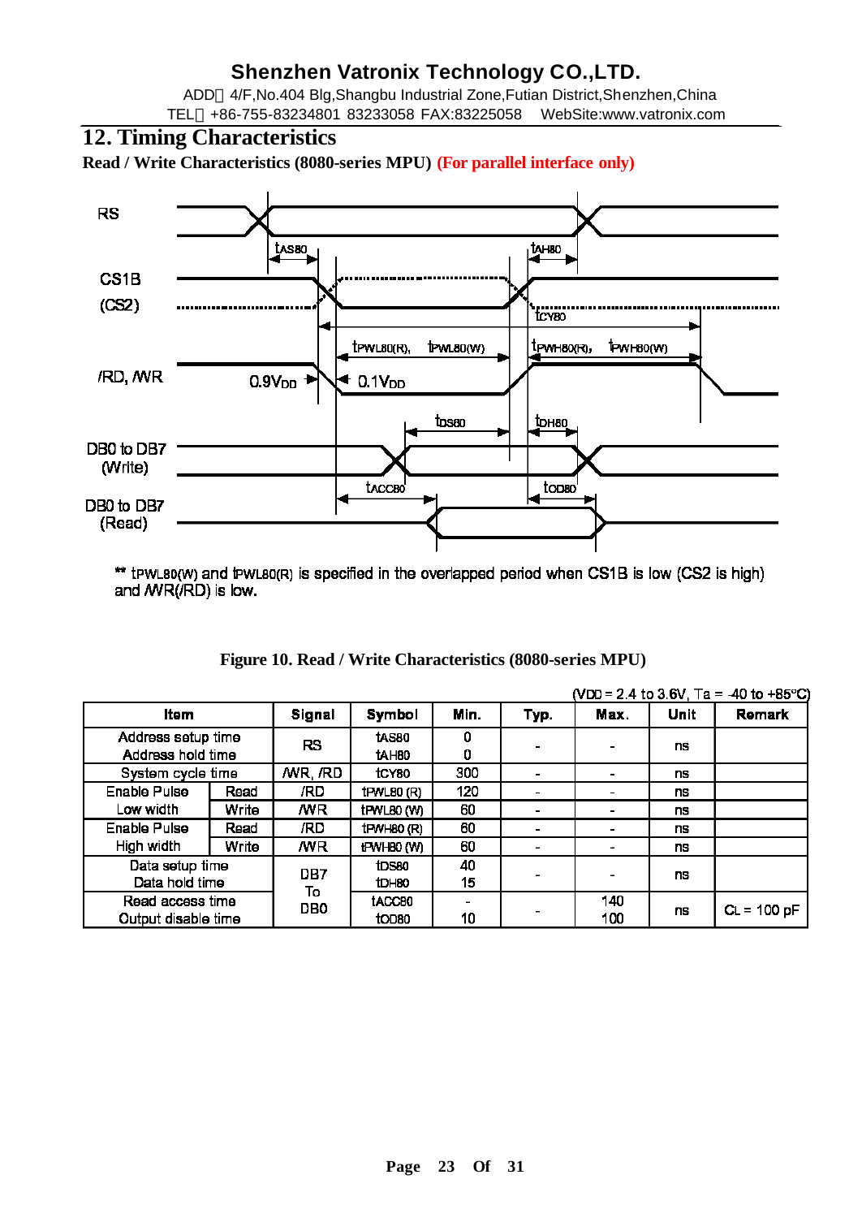## 12. Timing Characteristics

**Read / Write Characteristics (8080-series MPU) (For parallel interface only)**

** $t_{PWL80(W)}$ and $t_{PWL80(R)}$ is specified in the overlapped period when CS1B is low (CS2 is high) and /WR(/RD) is low.

**Figure 10. Read / Write Characteristics (8080-series MPU)**

($V_{DD}$ = 2.4 to 3.6V, Ta = -40 to +85°C)

| Item | | Signal | Symbol | Min. | Typ. | Max. | Unit | Remark |
|---|---|---|---|---|---|---|---|---|
| Address setup time | | RS | $t_{AS80}$ | 0 | - | - | ns | |
| Address hold time | | | $t_{AH80}$ | 0 | | | | |
| System cycle time | | /WR, /RD | $t_{CY80}$ | 300 | - | - | ns | |
| Enable Pulse Low width | Read | /RD | $t_{PWL80\,(R)}$ | 120 | - | - | ns | |
| | Write | /WR | $t_{PWL80\,(W)}$ | 60 | - | - | ns | |
| Enable Pulse High width | Read | /RD | $t_{PWH80\,(R)}$ | 60 | - | - | ns | |
| | Write | /WR | $t_{PWH80\,(W)}$ | 60 | - | - | ns | |
| Data setup time | | DB7 To DB0 | $t_{DS80}$ | 40 | - | - | ns | |
| Data hold time | | | $t_{DH80}$ | 15 | | | | |
| Read access time | | | $t_{ACC80}$ | - | - | 140 | ns | $C_L$ = 100 pF |
| Output disable time | | | $t_{OD80}$ | 10 | | 100 | | |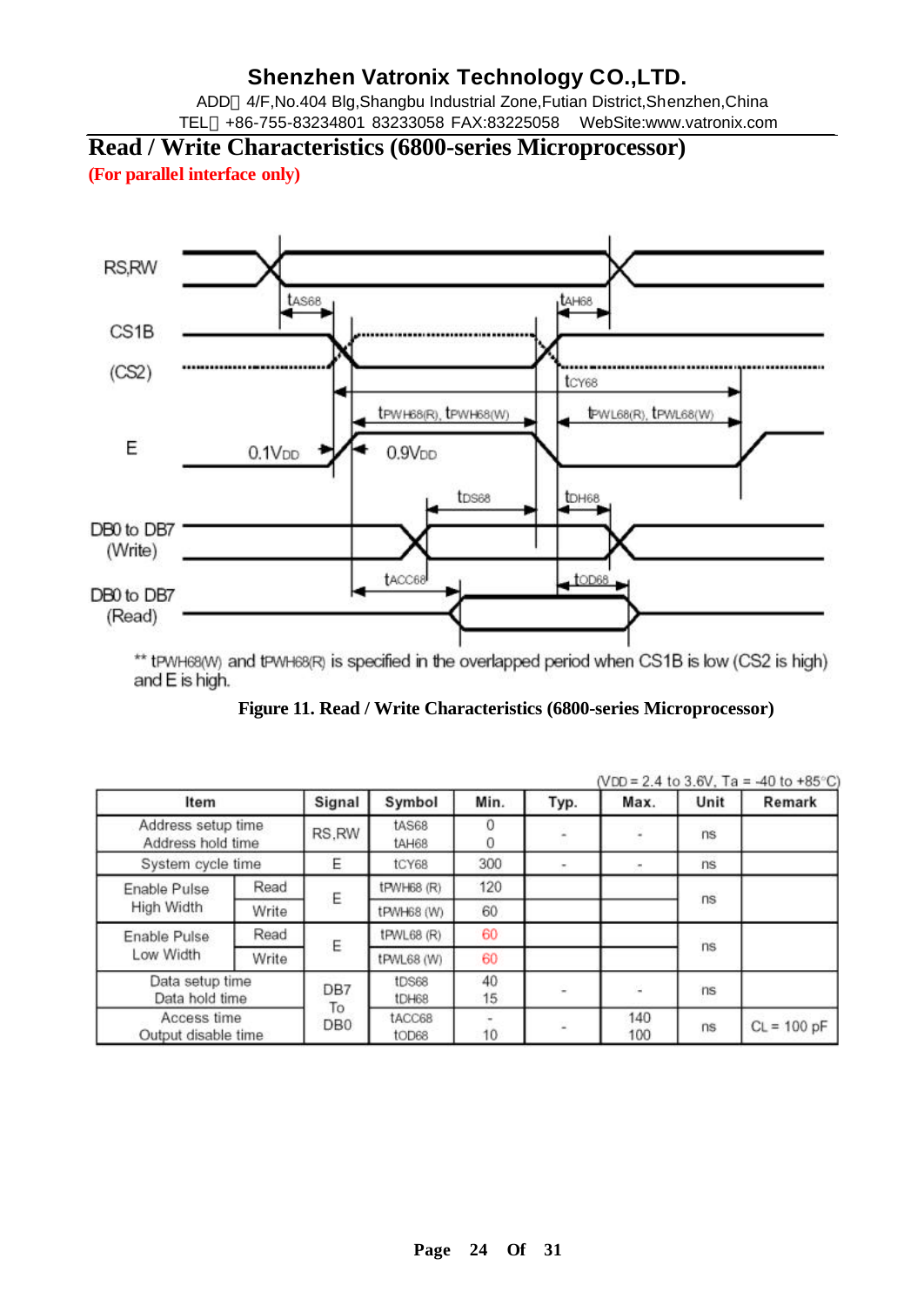# Read / Write Characteristics (6800-series Microprocessor)

**(For parallel interface only)**

** $t_{PWH68(W)}$ and $t_{PWH68(R)}$ is specified in the overlapped period when CS1B is low (CS2 is high) and E is high.

**Figure 11. Read / Write Characteristics (6800-series Microprocessor)**

($V_{DD}$ = 2.4 to 3.6V, Ta = -40 to +85°C)

| Item | | Signal | Symbol | Min. | Typ. | Max. | Unit | Remark |
|---|---|---|---|---|---|---|---|---|
| Address setup time<br>Address hold time | | RS,RW | $t_{AS68}$<br>$t_{AH68}$ | 0<br>0 | - | - | ns | |
| System cycle time | | E | $t_{CY68}$ | 300 | - | - | ns | |
| Enable Pulse High Width | Read | E | $t_{PWH68}$ (R) | 120 | | | ns | |
| | Write | | $t_{PWH68}$ (W) | 60 | | | | |
| Enable Pulse Low Width | Read | E | $t_{PWL68}$ (R) | 60 | | | ns | |
| | Write | | $t_{PWL68}$ (W) | 60 | | | | |
| Data setup time<br>Data hold time | | DB7 To DB0 | $t_{DS68}$<br>$t_{DH68}$ | 40<br>15 | - | - | ns | |
| Access time<br>Output disable time | | | $t_{ACC68}$<br>$t_{OD68}$ | -<br>10 | - | 140<br>100 | ns | $C_L$ = 100 pF |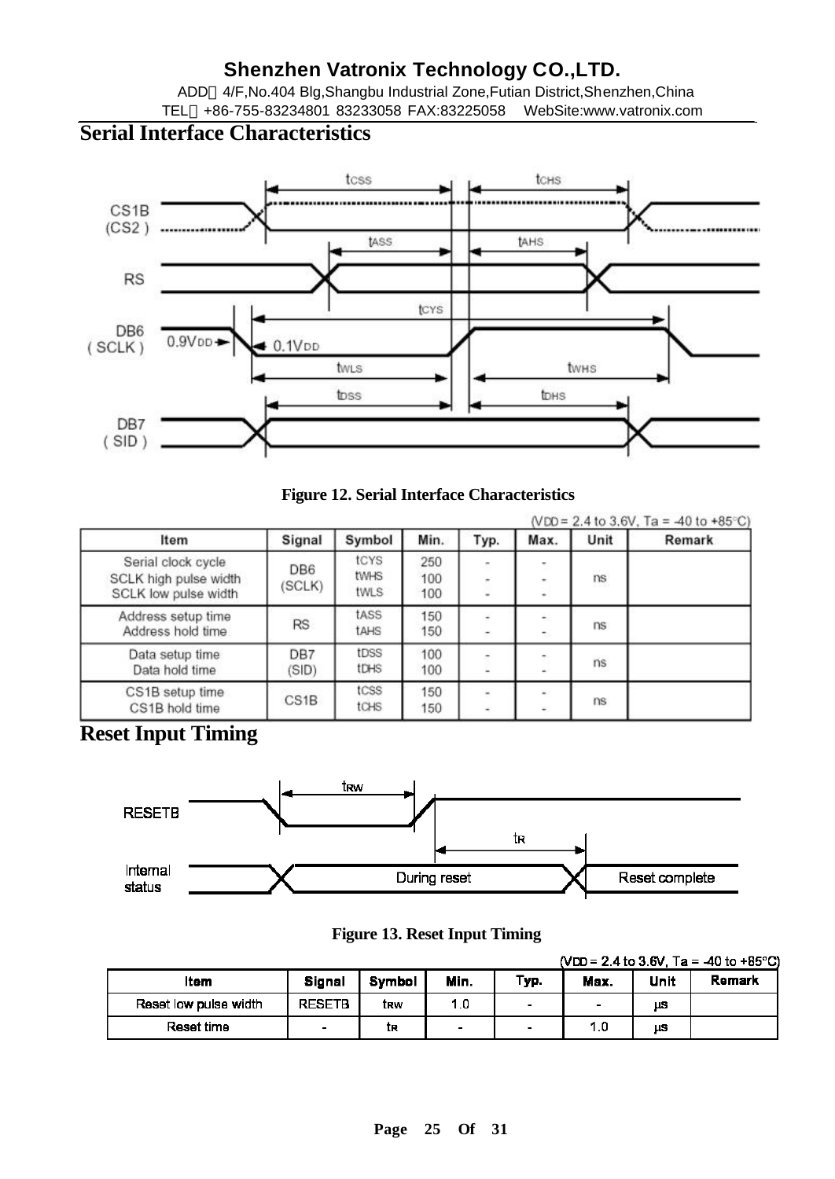# Serial Interface Characteristics

**Figure 12. Serial Interface Characteristics**

(VDD = 2.4 to 3.6V, Ta = -40 to +85°C)

| Item | Signal | Symbol | Min. | Typ. | Max. | Unit | Remark |
|---|---|---|---|---|---|---|---|
| Serial clock cycle<br>SCLK high pulse width<br>SCLK low pulse width | DB6<br>(SCLK) | tCYS<br>tWHS<br>tWLS | 250<br>100<br>100 | -<br>-<br>- | -<br>-<br>- | ns | |
| Address setup time<br>Address hold time | RS | tASS<br>tAHS | 150<br>150 | -<br>- | -<br>- | ns | |
| Data setup time<br>Data hold time | DB7<br>(SID) | tDSS<br>tDHS | 100<br>100 | -<br>- | -<br>- | ns | |
| CS1B setup time<br>CS1B hold time | CS1B | tCSS<br>tCHS | 150<br>150 | -<br>- | -<br>- | ns | |

# Reset Input Timing

**Figure 13. Reset Input Timing**

(VDD = 2.4 to 3.6V, Ta = -40 to +85°C)

| Item | Signal | Symbol | Min. | Typ. | Max. | Unit | Remark |
|---|---|---|---|---|---|---|---|
| Reset low pulse width | RESETB | tRW | 1.0 | - | - | μs | |
| Reset time | - | tR | - | - | 1.0 | μs | |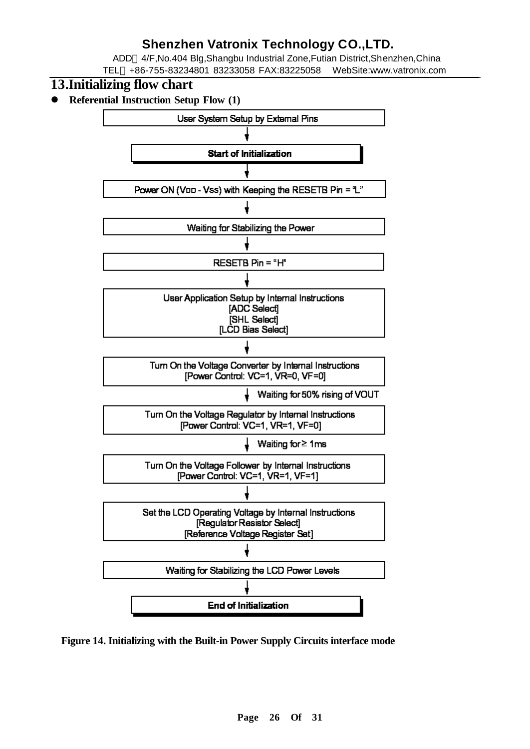## 13.Initializing flow chart

- **Referential Instruction Setup Flow (1)**

User System Setup by External Pins

↓

**Start of Initialization**

↓

Power ON ($V_{DD}$ - $V_{SS}$) with Keeping the RESETB Pin = "L"

↓

Waiting for Stabilizing the Power

↓

RESETB Pin = "H"

↓

User Application Setup by Internal Instructions
[ADC Select]
[SHL Select]
[LCD Bias Select]

↓

Turn On the Voltage Converter by Internal Instructions
[Power Control: VC=1, VR=0, VF=0]

↓ Waiting for 50% rising of VOUT

Turn On the Voltage Regulator by Internal Instructions
[Power Control: VC=1, VR=1, VF=0]

↓ Waiting for ≥ 1ms

Turn On the Voltage Follower by Internal Instructions
[Power Control: VC=1, VR=1, VF=1]

↓

Set the LCD Operating Voltage by Internal Instructions
[Regulator Resistor Select]
[Reference Voltage Register Set]

↓

Waiting for Stabilizing the LCD Power Levels

↓

**End of Initialization**

**Figure 14. Initializing with the Built-in Power Supply Circuits interface mode**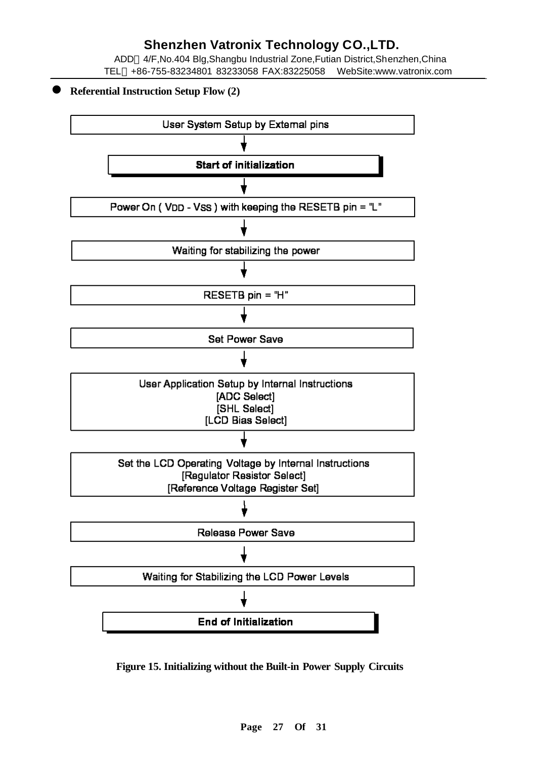- **Referential Instruction Setup Flow (2)**

User System Setup by External pins

↓

**Start of initialization**

↓

Power On ( $V_{DD}$ - $V_{SS}$ ) with keeping the RESETB pin = "L"

↓

Waiting for stabilizing the power

↓

RESETB pin = "H"

↓

Set Power Save

↓

User Application Setup by Internal Instructions
[ADC Select]
[SHL Select]
[LCD Bias Select]

↓

Set the LCD Operating Voltage by Internal Instructions
[Regulator Resistor Select]
[Reference Voltage Register Set]

↓

Release Power Save

↓

Waiting for Stabilizing the LCD Power Levels

↓

**End of Initialization**

**Figure 15. Initializing without the Built-in Power Supply Circuits**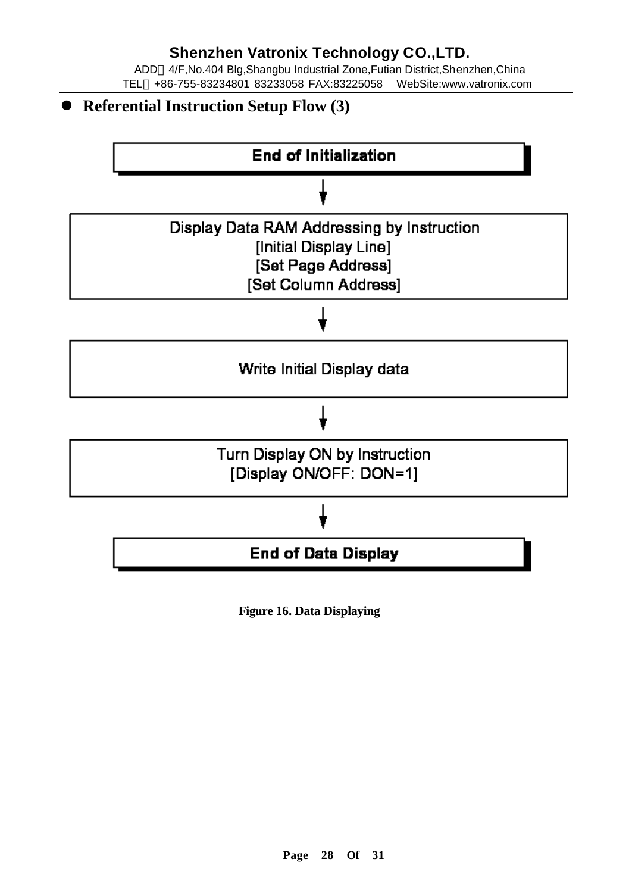- **Referential Instruction Setup Flow (3)**

**End of Initialization**

↓

Display Data RAM Addressing by Instruction
[Initial Display Line]
[Set Page Address]
[Set Column Address]

↓

Write Initial Display data

↓

Turn Display ON by Instruction
[Display ON/OFF: DON=1]

↓

**End of Data Display**

**Figure 16. Data Displaying**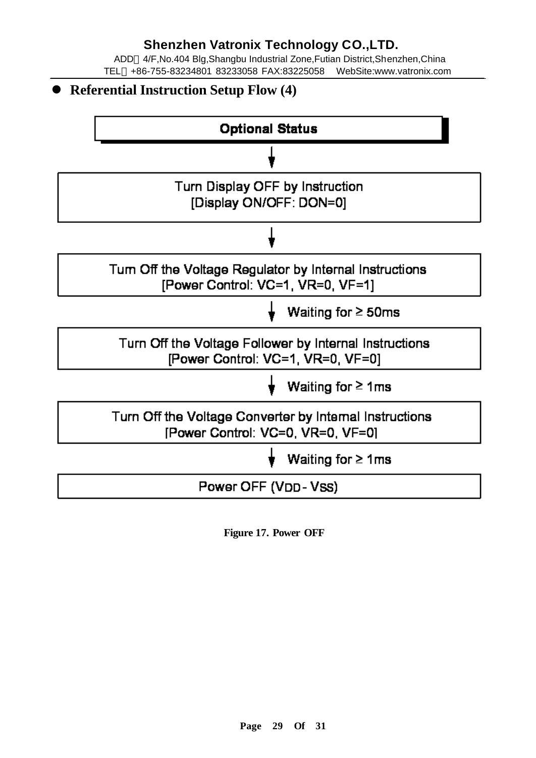- **Referential Instruction Setup Flow (4)**

**Optional Status**

↓

Turn Display OFF by Instruction
[Display ON/OFF: DON=0]

↓

Turn Off the Voltage Regulator by Internal Instructions
[Power Control: VC=1, VR=0, VF=1]

↓ Waiting for ≥ 50ms

Turn Off the Voltage Follower by Internal Instructions
[Power Control: VC=1, VR=0, VF=0]

↓ Waiting for ≥ 1ms

Turn Off the Voltage Converter by Internal Instructions
[Power Control: VC=0, VR=0, VF=0]

↓ Waiting for ≥ 1ms

Power OFF ($V_{DD}$ - $V_{SS}$)

**Figure 17. Power OFF**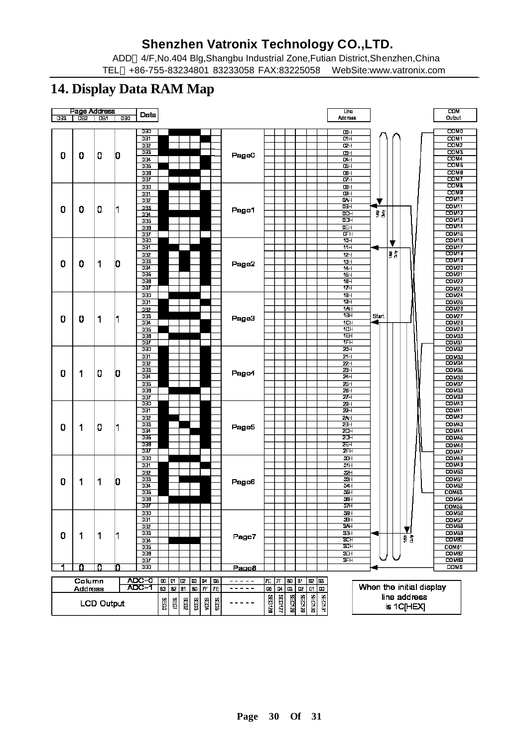# 14. Display Data RAM Map

| DB3 | DB2 | DB1 | DB0 | Data | | Line Address | COM Output |
|---|---|---|---|---|---|---|---|
| 0 | 0 | 0 | 0 | D0–D7 | Page0 | 00H–07H | COM0–COM7 |
| 0 | 0 | 0 | 1 | D0–D7 | Page1 | 08H–0FH | COM8–COM15 |
| 0 | 0 | 1 | 0 | D0–D7 | Page2 | 10H–17H | COM16–COM23 |
| 0 | 0 | 1 | 1 | D0–D7 | Page3 | 18H–1FH | COM24–COM31 |
| 0 | 1 | 0 | 0 | D0–D7 | Page4 | 20H–27H | COM32–COM39 |
| 0 | 1 | 0 | 1 | D0–D7 | Page5 | 28H–2FH | COM40–COM47 |
| 0 | 1 | 1 | 0 | D0–D7 | Page6 | 30H–37H | COM48–COM55 |
| 0 | 1 | 1 | 1 | D0–D7 | Page7 | 38H–3FH | COM56–COM63 |
| 1 | 0 | 0 | 0 | D0 | Page8 | | COMS |

| Column Address | ADC=0 | 00 | 01 | 02 | 03 | 04 | 05 | ----- | 7E | 7F | 80 | 81 | 82 | 83 |
|---|---|---|---|---|---|---|---|---|---|---|---|---|---|---|
| | ADC=1 | 83 | 82 | 81 | 80 | 7F | 7E | ----- | 05 | 04 | 03 | 02 | 01 | 00 |
| LCD Output | | SEG0 | SEG1 | SEG2 | SEG3 | SEG4 | SEG5 | ----- | SEG126 | SEG127 | SEG128 | SEG129 | SEG130 | SEG131 |

Start

1/65 Duty

1/49 Duty

1/33 Duty

When the initial display line address is 1C[HEX]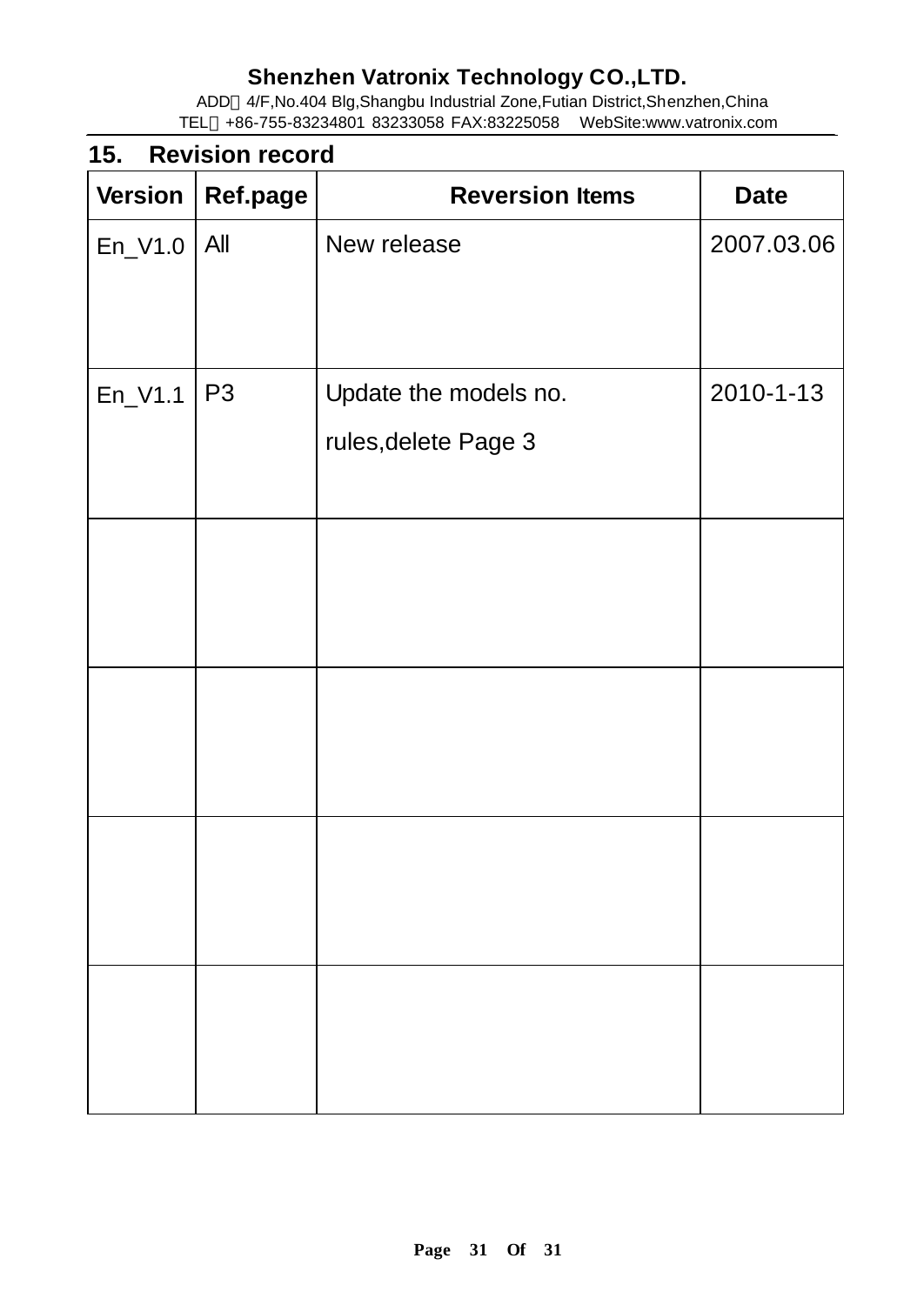## 15. Revision record

| Version | Ref.page | Reversion Items | Date |
|---|---|---|---|
| En_V1.0 | All | New release | 2007.03.06 |
| En_V1.1 | P3 | Update the models no. rules,delete Page 3 | 2010-1-13 |
| | | | |
| | | | |
| | | | |
| | | | |